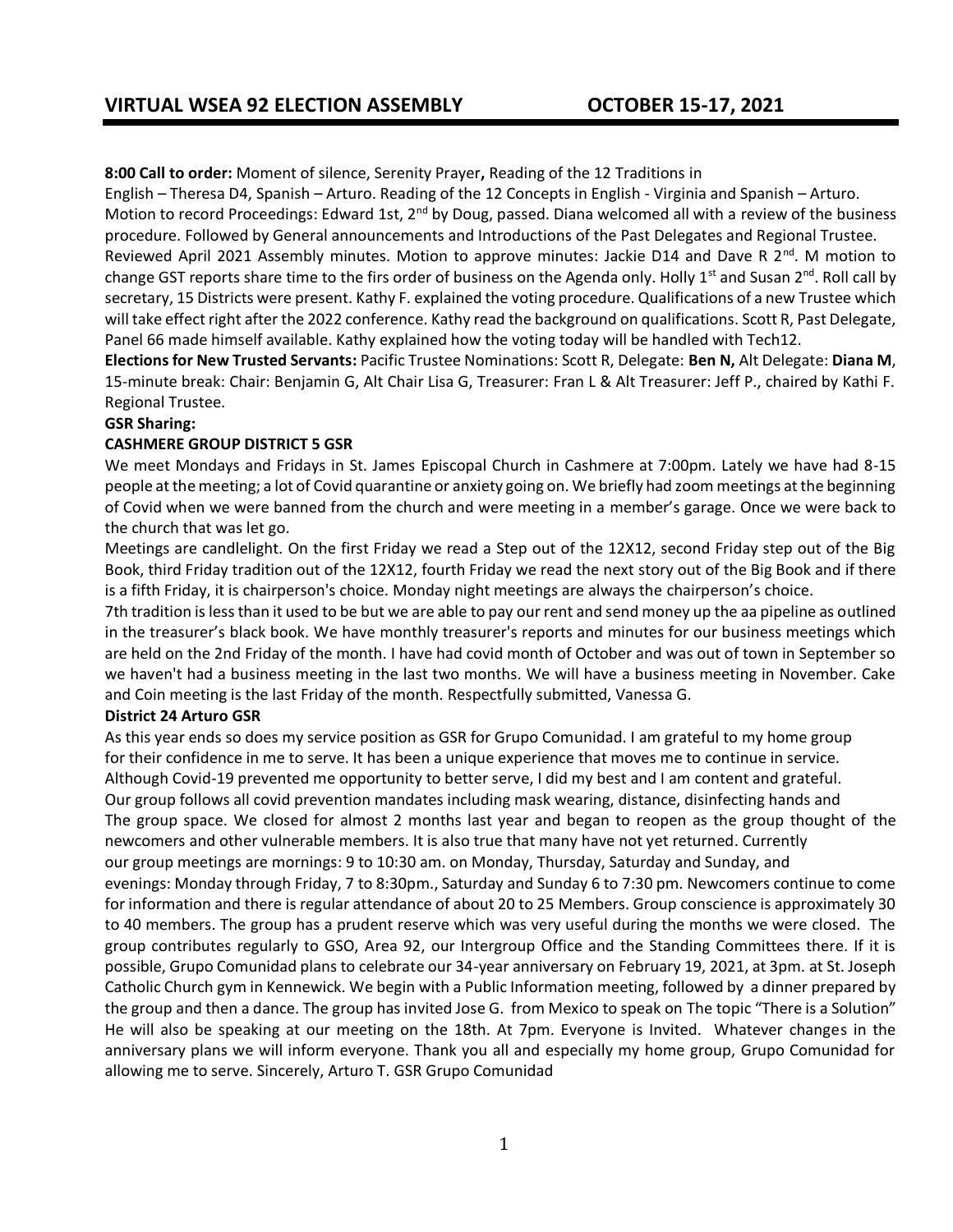## VIRTUAL WSEA 92 ELECTION ASSEMBLY OCTOBER 15-17, 2021

**8:00 Call to order:** Moment of silence, Serenity Prayer**,** Reading of the 12 Traditions in English – Theresa D4, Spanish – Arturo. Reading of the 12 Concepts in English - Virginia and Spanish – Arturo. Motion to record Proceedings: Edward 1st, 2nd by Doug, passed. Diana welcomed all with a review of the business procedure. Followed by General announcements and Introductions of the Past Delegates and Regional Trustee. Reviewed April 2021 Assembly minutes. Motion to approve minutes: Jackie D14 and Dave R 2nd. M motion to change GST reports share time to the firs order of business on the Agenda only. Holly 1st and Susan 2nd. Roll call by secretary, 15 Districts were present. Kathy F. explained the voting procedure. Qualifications of a new Trustee which will take effect right after the 2022 conference. Kathy read the background on qualifications. Scott R, Past Delegate, Panel 66 made himself available. Kathy explained how the voting today will be handled with Tech12.

**Elections for New Trusted Servants:** Pacific Trustee Nominations: Scott R, Delegate: **Ben N,** Alt Delegate: **Diana M**, 15-minute break: Chair: Benjamin G, Alt Chair Lisa G, Treasurer: Fran L & Alt Treasurer: Jeff P., chaired by Kathi F. Regional Trustee.

**GSR Sharing:**

**CASHMERE GROUP DISTRICT 5 GSR**

We meet Mondays and Fridays in St. James Episcopal Church in Cashmere at 7:00pm. Lately we have had 8-15 people at the meeting; a lot of Covid quarantine or anxiety going on. We briefly had zoom meetings at the beginning of Covid when we were banned from the church and were meeting in a member's garage. Once we were back to the church that was let go.

Meetings are candlelight. On the first Friday we read a Step out of the 12X12, second Friday step out of the Big Book, third Friday tradition out of the 12X12, fourth Friday we read the next story out of the Big Book and if there is a fifth Friday, it is chairperson's choice. Monday night meetings are always the chairperson's choice.

7th tradition is less than it used to be but we are able to pay our rent and send money up the aa pipeline as outlined in the treasurer's black book. We have monthly treasurer's reports and minutes for our business meetings which are held on the 2nd Friday of the month. I have had covid month of October and was out of town in September so we haven't had a business meeting in the last two months. We will have a business meeting in November. Cake and Coin meeting is the last Friday of the month. Respectfully submitted, Vanessa G.

**District 24 Arturo GSR**

As this year ends so does my service position as GSR for Grupo Comunidad. I am grateful to my home group for their confidence in me to serve. It has been a unique experience that moves me to continue in service. Although Covid-19 prevented me opportunity to better serve, I did my best and I am content and grateful. Our group follows all covid prevention mandates including mask wearing, distance, disinfecting hands and The group space. We closed for almost 2 months last year and began to reopen as the group thought of the newcomers and other vulnerable members. It is also true that many have not yet returned. Currently our group meetings are mornings: 9 to 10:30 am. on Monday, Thursday, Saturday and Sunday, and evenings: Monday through Friday, 7 to 8:30pm., Saturday and Sunday 6 to 7:30 pm. Newcomers continue to come for information and there is regular attendance of about 20 to 25 Members. Group conscience is approximately 30 to 40 members. The group has a prudent reserve which was very useful during the months we were closed. The group contributes regularly to GSO, Area 92, our Intergroup Office and the Standing Committees there. If it is possible, Grupo Comunidad plans to celebrate our 34-year anniversary on February 19, 2021, at 3pm. at St. Joseph Catholic Church gym in Kennewick. We begin with a Public Information meeting, followed by a dinner prepared by the group and then a dance. The group has invited Jose G. from Mexico to speak on The topic "There is a Solution" He will also be speaking at our meeting on the 18th. At 7pm. Everyone is Invited. Whatever changes in the anniversary plans we will inform everyone. Thank you all and especially my home group, Grupo Comunidad for allowing me to serve. Sincerely, Arturo T. GSR Grupo Comunidad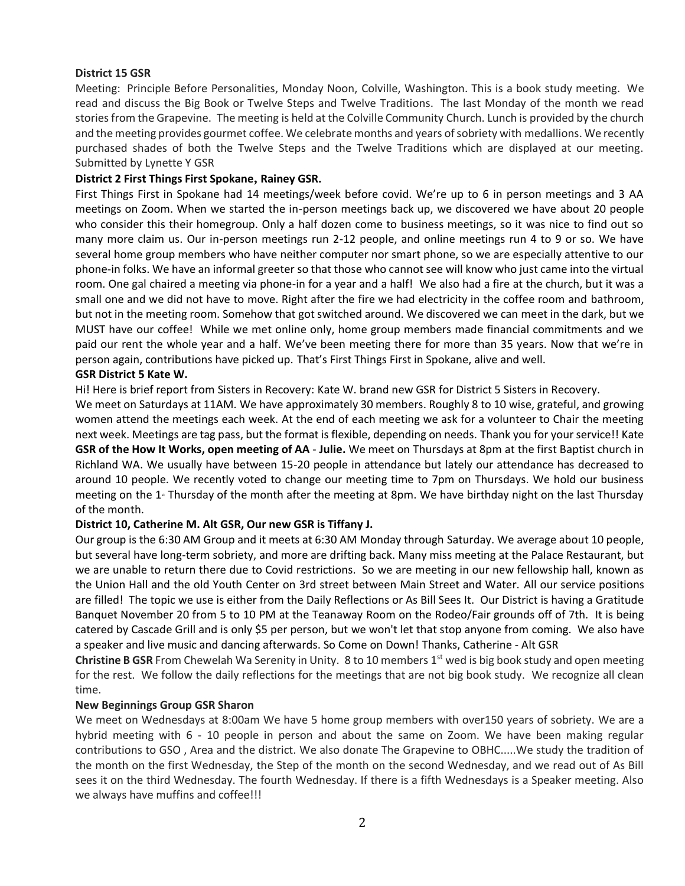**District 15 GSR**

Meeting: Principle Before Personalities, Monday Noon, Colville, Washington. This is a book study meeting. We read and discuss the Big Book or Twelve Steps and Twelve Traditions. The last Monday of the month we read stories from the Grapevine. The meeting is held at the Colville Community Church. Lunch is provided by the church and the meeting provides gourmet coffee. We celebrate months and years of sobriety with medallions. We recently purchased shades of both the Twelve Steps and the Twelve Traditions which are displayed at our meeting. Submitted by Lynette Y GSR

**District 2 First Things First Spokane, Rainey GSR.**

First Things First in Spokane had 14 meetings/week before covid. We're up to 6 in person meetings and 3 AA meetings on Zoom. When we started the in-person meetings back up, we discovered we have about 20 people who consider this their homegroup. Only a half dozen come to business meetings, so it was nice to find out so many more claim us. Our in-person meetings run 2-12 people, and online meetings run 4 to 9 or so. We have several home group members who have neither computer nor smart phone, so we are especially attentive to our phone-in folks. We have an informal greeter so that those who cannot see will know who just came into the virtual room. One gal chaired a meeting via phone-in for a year and a half! We also had a fire at the church, but it was a small one and we did not have to move. Right after the fire we had electricity in the coffee room and bathroom, but not in the meeting room. Somehow that got switched around. We discovered we can meet in the dark, but we MUST have our coffee! While we met online only, home group members made financial commitments and we paid our rent the whole year and a half. We've been meeting there for more than 35 years. Now that we're in person again, contributions have picked up. That's First Things First in Spokane, alive and well.

**GSR District 5 Kate W.**

Hi! Here is brief report from Sisters in Recovery: Kate W. brand new GSR for District 5 Sisters in Recovery.

We meet on Saturdays at 11AM. We have approximately 30 members. Roughly 8 to 10 wise, grateful, and growing women attend the meetings each week. At the end of each meeting we ask for a volunteer to Chair the meeting next week. Meetings are tag pass, but the format is flexible, depending on needs. Thank you for your service!! Kate

**GSR of the How It Works, open meeting of AA - Julie.** We meet on Thursdays at 8pm at the first Baptist church in Richland WA. We usually have between 15-20 people in attendance but lately our attendance has decreased to around 10 people. We recently voted to change our meeting time to 7pm on Thursdays. We hold our business meeting on the 1st Thursday of the month after the meeting at 8pm. We have birthday night on the last Thursday of the month.

**District 10, Catherine M. Alt GSR, Our new GSR is Tiffany J.**

Our group is the 6:30 AM Group and it meets at 6:30 AM Monday through Saturday. We average about 10 people, but several have long-term sobriety, and more are drifting back. Many miss meeting at the Palace Restaurant, but we are unable to return there due to Covid restrictions. So we are meeting in our new fellowship hall, known as the Union Hall and the old Youth Center on 3rd street between Main Street and Water. All our service positions are filled! The topic we use is either from the Daily Reflections or As Bill Sees It. Our District is having a Gratitude Banquet November 20 from 5 to 10 PM at the Teanaway Room on the Rodeo/Fair grounds off of 7th. It is being catered by Cascade Grill and is only $5 per person, but we won't let that stop anyone from coming. We also have a speaker and live music and dancing afterwards. So Come on Down! Thanks, Catherine - Alt GSR

**Christine B GSR** From Chewelah Wa Serenity in Unity. 8 to 10 members 1st wed is big book study and open meeting for the rest. We follow the daily reflections for the meetings that are not big book study. We recognize all clean time.

**New Beginnings Group GSR Sharon**

We meet on Wednesdays at 8:00am We have 5 home group members with over150 years of sobriety. We are a hybrid meeting with 6 - 10 people in person and about the same on Zoom. We have been making regular contributions to GSO , Area and the district. We also donate The Grapevine to OBHC.....We study the tradition of the month on the first Wednesday, the Step of the month on the second Wednesday, and we read out of As Bill sees it on the third Wednesday. The fourth Wednesday. If there is a fifth Wednesdays is a Speaker meeting. Also we always have muffins and coffee!!!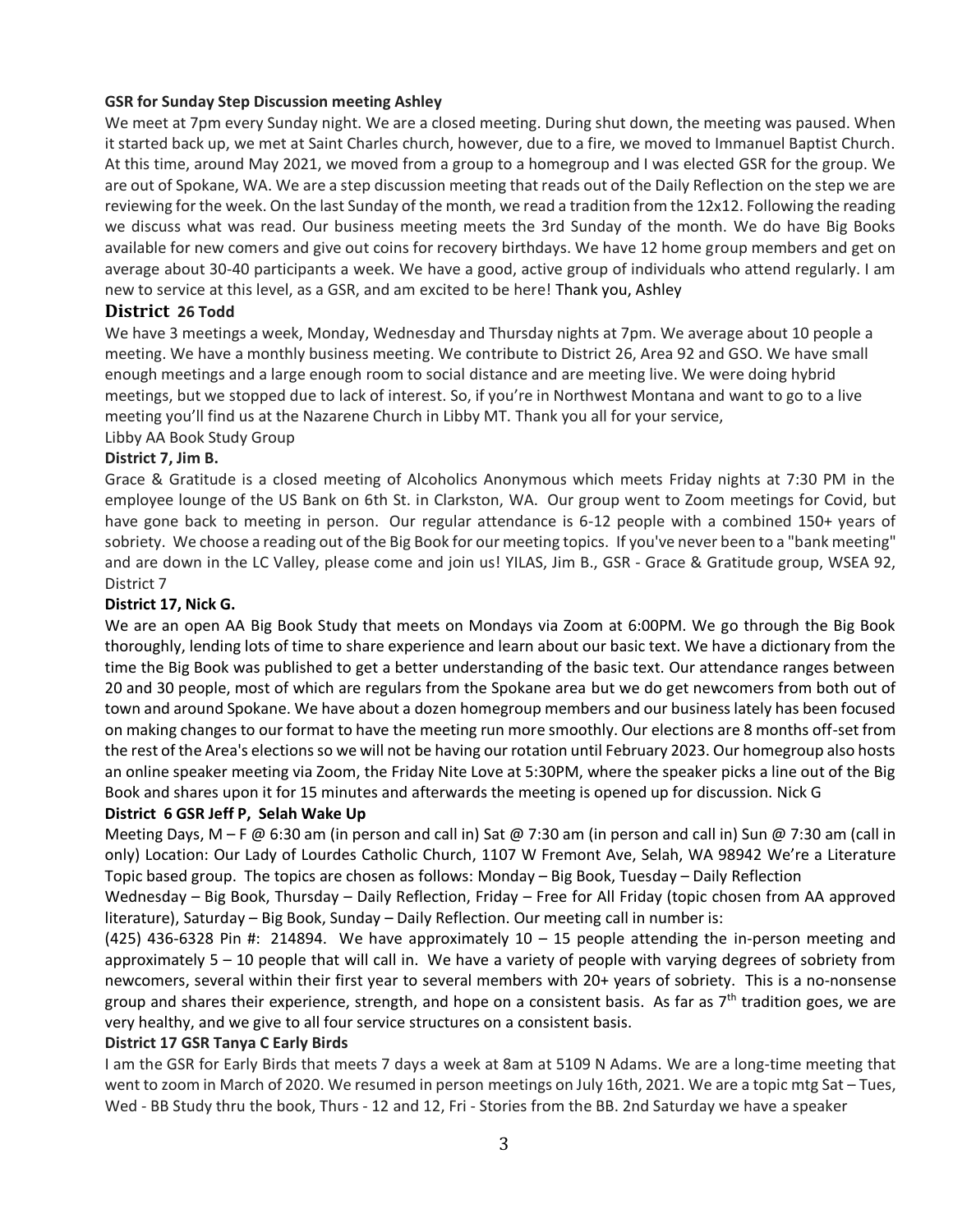**GSR for Sunday Step Discussion meeting Ashley**

We meet at 7pm every Sunday night. We are a closed meeting. During shut down, the meeting was paused. When it started back up, we met at Saint Charles church, however, due to a fire, we moved to Immanuel Baptist Church. At this time, around May 2021, we moved from a group to a homegroup and I was elected GSR for the group. We are out of Spokane, WA. We are a step discussion meeting that reads out of the Daily Reflection on the step we are reviewing for the week. On the last Sunday of the month, we read a tradition from the 12x12. Following the reading we discuss what was read. Our business meeting meets the 3rd Sunday of the month. We do have Big Books available for new comers and give out coins for recovery birthdays. We have 12 home group members and get on average about 30-40 participants a week. We have a good, active group of individuals who attend regularly. I am new to service at this level, as a GSR, and am excited to be here! Thank you, Ashley

## District 26 Todd

We have 3 meetings a week, Monday, Wednesday and Thursday nights at 7pm. We average about 10 people a meeting. We have a monthly business meeting. We contribute to District 26, Area 92 and GSO. We have small enough meetings and a large enough room to social distance and are meeting live. We were doing hybrid meetings, but we stopped due to lack of interest. So, if you're in Northwest Montana and want to go to a live meeting you'll find us at the Nazarene Church in Libby MT. Thank you all for your service,

Libby AA Book Study Group

**District 7, Jim B.**

Grace & Gratitude is a closed meeting of Alcoholics Anonymous which meets Friday nights at 7:30 PM in the employee lounge of the US Bank on 6th St. in Clarkston, WA. Our group went to Zoom meetings for Covid, but have gone back to meeting in person. Our regular attendance is 6-12 people with a combined 150+ years of sobriety. We choose a reading out of the Big Book for our meeting topics. If you've never been to a "bank meeting" and are down in the LC Valley, please come and join us! YILAS, Jim B., GSR - Grace & Gratitude group, WSEA 92, District 7

**District 17, Nick G.**

We are an open AA Big Book Study that meets on Mondays via Zoom at 6:00PM. We go through the Big Book thoroughly, lending lots of time to share experience and learn about our basic text. We have a dictionary from the time the Big Book was published to get a better understanding of the basic text. Our attendance ranges between 20 and 30 people, most of which are regulars from the Spokane area but we do get newcomers from both out of town and around Spokane. We have about a dozen homegroup members and our business lately has been focused on making changes to our format to have the meeting run more smoothly. Our elections are 8 months off-set from the rest of the Area's elections so we will not be having our rotation until February 2023. Our homegroup also hosts an online speaker meeting via Zoom, the Friday Nite Love at 5:30PM, where the speaker picks a line out of the Big Book and shares upon it for 15 minutes and afterwards the meeting is opened up for discussion. Nick G

**District 6 GSR Jeff P, Selah Wake Up**

Meeting Days, M – F @ 6:30 am (in person and call in) Sat @ 7:30 am (in person and call in) Sun @ 7:30 am (call in only) Location: Our Lady of Lourdes Catholic Church, 1107 W Fremont Ave, Selah, WA 98942 We're a Literature Topic based group. The topics are chosen as follows: Monday – Big Book, Tuesday – Daily Reflection

Wednesday – Big Book, Thursday – Daily Reflection, Friday – Free for All Friday (topic chosen from AA approved literature), Saturday – Big Book, Sunday – Daily Reflection. Our meeting call in number is:

(425) 436-6328 Pin #: 214894. We have approximately 10 – 15 people attending the in-person meeting and approximately 5 – 10 people that will call in. We have a variety of people with varying degrees of sobriety from newcomers, several within their first year to several members with 20+ years of sobriety. This is a no-nonsense group and shares their experience, strength, and hope on a consistent basis. As far as 7th tradition goes, we are very healthy, and we give to all four service structures on a consistent basis.

**District 17 GSR Tanya C Early Birds**

I am the GSR for Early Birds that meets 7 days a week at 8am at 5109 N Adams. We are a long-time meeting that went to zoom in March of 2020. We resumed in person meetings on July 16th, 2021. We are a topic mtg Sat – Tues, Wed - BB Study thru the book, Thurs - 12 and 12, Fri - Stories from the BB. 2nd Saturday we have a speaker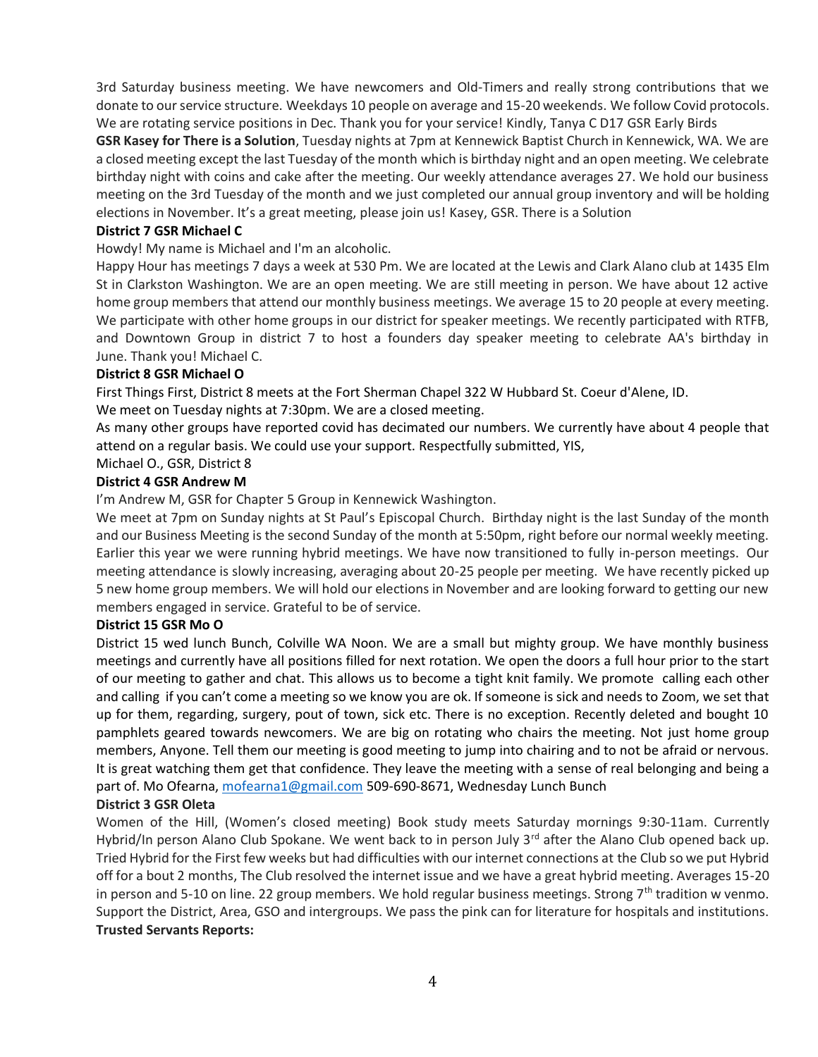3rd Saturday business meeting. We have newcomers and Old-Timers and really strong contributions that we donate to our service structure. Weekdays 10 people on average and 15-20 weekends. We follow Covid protocols. We are rotating service positions in Dec. Thank you for your service! Kindly, Tanya C D17 GSR Early Birds

**GSR Kasey for There is a Solution**, Tuesday nights at 7pm at Kennewick Baptist Church in Kennewick, WA. We are a closed meeting except the last Tuesday of the month which is birthday night and an open meeting. We celebrate birthday night with coins and cake after the meeting. Our weekly attendance averages 27. We hold our business meeting on the 3rd Tuesday of the month and we just completed our annual group inventory and will be holding elections in November. It's a great meeting, please join us! Kasey, GSR. There is a Solution

**District 7 GSR Michael C**

Howdy! My name is Michael and I'm an alcoholic.

Happy Hour has meetings 7 days a week at 530 Pm. We are located at the Lewis and Clark Alano club at 1435 Elm St in Clarkston Washington. We are an open meeting. We are still meeting in person. We have about 12 active home group members that attend our monthly business meetings. We average 15 to 20 people at every meeting. We participate with other home groups in our district for speaker meetings. We recently participated with RTFB, and Downtown Group in district 7 to host a founders day speaker meeting to celebrate AA's birthday in June. Thank you! Michael C.

**District 8 GSR Michael O**

First Things First, District 8 meets at the Fort Sherman Chapel 322 W Hubbard St. Coeur d'Alene, ID.

We meet on Tuesday nights at 7:30pm. We are a closed meeting.

As many other groups have reported covid has decimated our numbers. We currently have about 4 people that attend on a regular basis. We could use your support. Respectfully submitted, YIS,

Michael O., GSR, District 8

**District 4 GSR Andrew M**

I'm Andrew M, GSR for Chapter 5 Group in Kennewick Washington.

We meet at 7pm on Sunday nights at St Paul's Episcopal Church. Birthday night is the last Sunday of the month and our Business Meeting is the second Sunday of the month at 5:50pm, right before our normal weekly meeting. Earlier this year we were running hybrid meetings. We have now transitioned to fully in-person meetings. Our meeting attendance is slowly increasing, averaging about 20-25 people per meeting. We have recently picked up 5 new home group members. We will hold our elections in November and are looking forward to getting our new members engaged in service. Grateful to be of service.

**District 15 GSR Mo O**

District 15 wed lunch Bunch, Colville WA Noon. We are a small but mighty group. We have monthly business meetings and currently have all positions filled for next rotation. We open the doors a full hour prior to the start of our meeting to gather and chat. This allows us to become a tight knit family. We promote calling each other and calling if you can't come a meeting so we know you are ok. If someone is sick and needs to Zoom, we set that up for them, regarding, surgery, pout of town, sick etc. There is no exception. Recently deleted and bought 10 pamphlets geared towards newcomers. We are big on rotating who chairs the meeting. Not just home group members, Anyone. Tell them our meeting is good meeting to jump into chairing and to not be afraid or nervous. It is great watching them get that confidence. They leave the meeting with a sense of real belonging and being a part of. Mo Ofearna, mofearna1@gmail.com 509-690-8671, Wednesday Lunch Bunch

**District 3 GSR Oleta**

Women of the Hill, (Women's closed meeting) Book study meets Saturday mornings 9:30-11am. Currently Hybrid/In person Alano Club Spokane. We went back to in person July 3rd after the Alano Club opened back up. Tried Hybrid for the First few weeks but had difficulties with our internet connections at the Club so we put Hybrid off for a bout 2 months, The Club resolved the internet issue and we have a great hybrid meeting. Averages 15-20 in person and 5-10 on line. 22 group members. We hold regular business meetings. Strong 7th tradition w venmo. Support the District, Area, GSO and intergroups. We pass the pink can for literature for hospitals and institutions.

**Trusted Servants Reports:**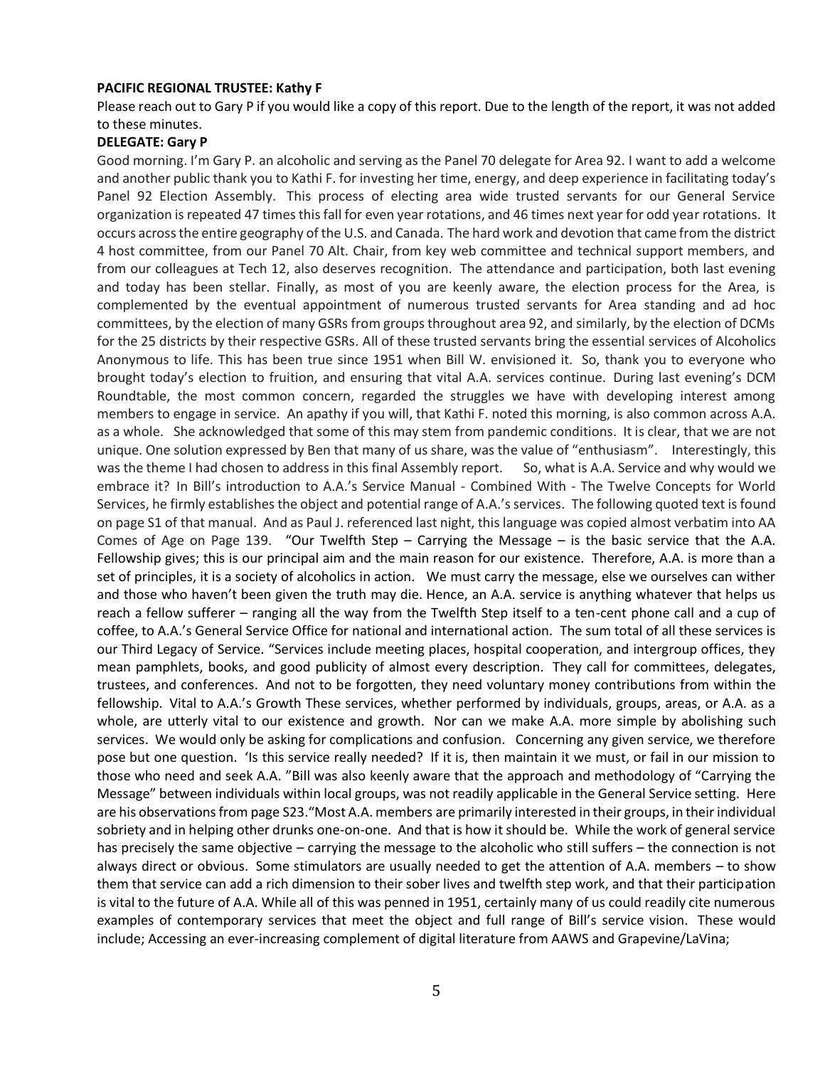**PACIFIC REGIONAL TRUSTEE: Kathy F**

Please reach out to Gary P if you would like a copy of this report. Due to the length of the report, it was not added to these minutes.

**DELEGATE: Gary P**

Good morning. I'm Gary P. an alcoholic and serving as the Panel 70 delegate for Area 92. I want to add a welcome and another public thank you to Kathi F. for investing her time, energy, and deep experience in facilitating today's Panel 92 Election Assembly. This process of electing area wide trusted servants for our General Service organization is repeated 47 times this fall for even year rotations, and 46 times next year for odd year rotations. It occurs across the entire geography of the U.S. and Canada. The hard work and devotion that came from the district 4 host committee, from our Panel 70 Alt. Chair, from key web committee and technical support members, and from our colleagues at Tech 12, also deserves recognition. The attendance and participation, both last evening and today has been stellar. Finally, as most of you are keenly aware, the election process for the Area, is complemented by the eventual appointment of numerous trusted servants for Area standing and ad hoc committees, by the election of many GSRs from groups throughout area 92, and similarly, by the election of DCMs for the 25 districts by their respective GSRs. All of these trusted servants bring the essential services of Alcoholics Anonymous to life. This has been true since 1951 when Bill W. envisioned it. So, thank you to everyone who brought today's election to fruition, and ensuring that vital A.A. services continue. During last evening's DCM Roundtable, the most common concern, regarded the struggles we have with developing interest among members to engage in service. An apathy if you will, that Kathi F. noted this morning, is also common across A.A. as a whole. She acknowledged that some of this may stem from pandemic conditions. It is clear, that we are not unique. One solution expressed by Ben that many of us share, was the value of "enthusiasm". Interestingly, this was the theme I had chosen to address in this final Assembly report. So, what is A.A. Service and why would we embrace it? In Bill's introduction to A.A.'s Service Manual - Combined With - The Twelve Concepts for World Services, he firmly establishes the object and potential range of A.A.'s services. The following quoted text is found on page S1 of that manual. And as Paul J. referenced last night, this language was copied almost verbatim into AA Comes of Age on Page 139. "Our Twelfth Step – Carrying the Message – is the basic service that the A.A. Fellowship gives; this is our principal aim and the main reason for our existence. Therefore, A.A. is more than a set of principles, it is a society of alcoholics in action. We must carry the message, else we ourselves can wither and those who haven't been given the truth may die. Hence, an A.A. service is anything whatever that helps us reach a fellow sufferer – ranging all the way from the Twelfth Step itself to a ten-cent phone call and a cup of coffee, to A.A.'s General Service Office for national and international action. The sum total of all these services is our Third Legacy of Service. "Services include meeting places, hospital cooperation, and intergroup offices, they mean pamphlets, books, and good publicity of almost every description. They call for committees, delegates, trustees, and conferences. And not to be forgotten, they need voluntary money contributions from within the fellowship. Vital to A.A.'s Growth These services, whether performed by individuals, groups, areas, or A.A. as a whole, are utterly vital to our existence and growth. Nor can we make A.A. more simple by abolishing such services. We would only be asking for complications and confusion. Concerning any given service, we therefore pose but one question. 'Is this service really needed? If it is, then maintain it we must, or fail in our mission to those who need and seek A.A. "Bill was also keenly aware that the approach and methodology of "Carrying the Message" between individuals within local groups, was not readily applicable in the General Service setting. Here are his observations from page S23."Most A.A. members are primarily interested in their groups, in their individual sobriety and in helping other drunks one-on-one. And that is how it should be. While the work of general service has precisely the same objective – carrying the message to the alcoholic who still suffers – the connection is not always direct or obvious. Some stimulators are usually needed to get the attention of A.A. members – to show them that service can add a rich dimension to their sober lives and twelfth step work, and that their participation is vital to the future of A.A. While all of this was penned in 1951, certainly many of us could readily cite numerous examples of contemporary services that meet the object and full range of Bill's service vision. These would include; Accessing an ever-increasing complement of digital literature from AAWS and Grapevine/LaVina;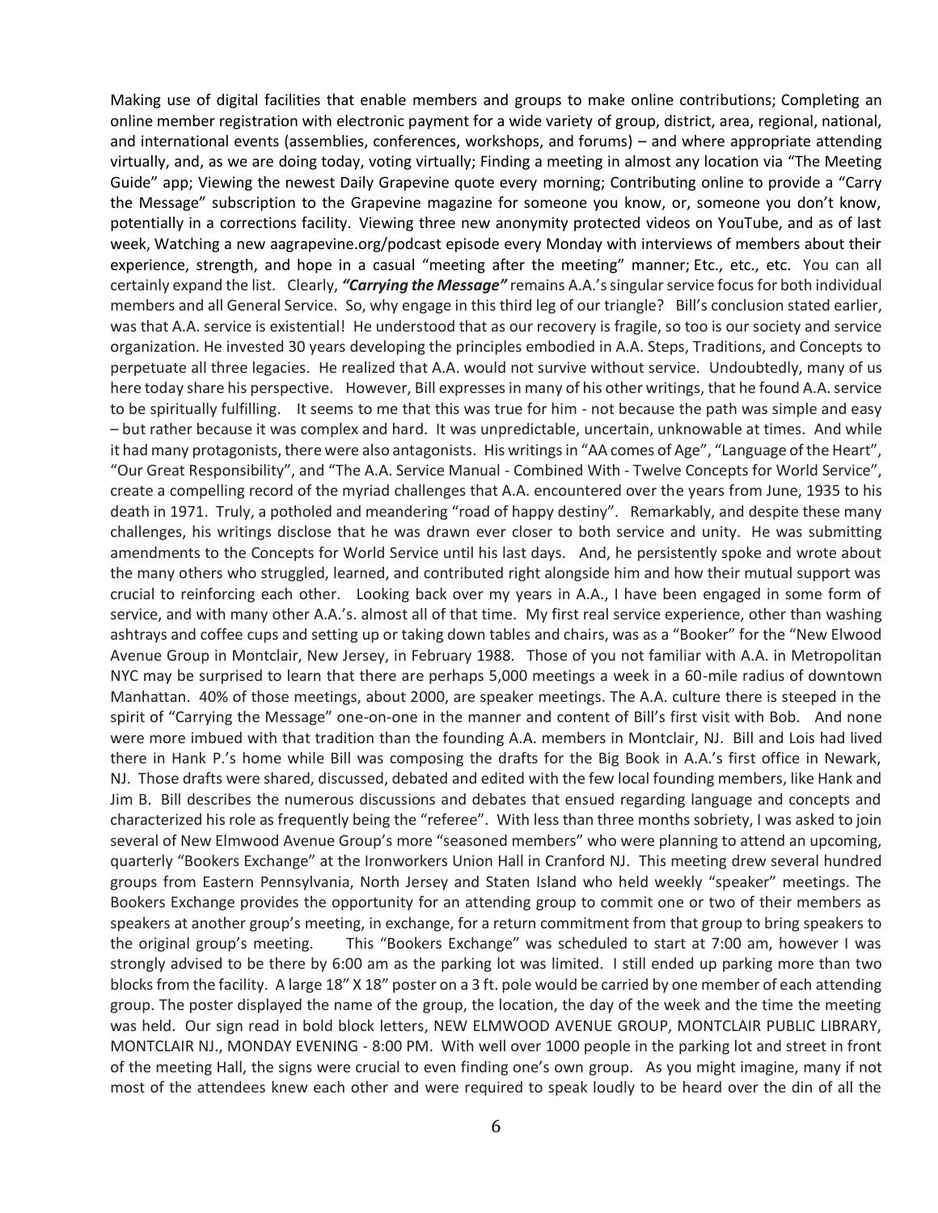Making use of digital facilities that enable members and groups to make online contributions; Completing an online member registration with electronic payment for a wide variety of group, district, area, regional, national, and international events (assemblies, conferences, workshops, and forums) – and where appropriate attending virtually, and, as we are doing today, voting virtually; Finding a meeting in almost any location via "The Meeting Guide" app; Viewing the newest Daily Grapevine quote every morning; Contributing online to provide a "Carry the Message" subscription to the Grapevine magazine for someone you know, or, someone you don't know, potentially in a corrections facility. Viewing three new anonymity protected videos on YouTube, and as of last week, Watching a new aagrapevine.org/podcast episode every Monday with interviews of members about their experience, strength, and hope in a casual "meeting after the meeting" manner; Etc., etc., etc. You can all certainly expand the list. Clearly, ***"Carrying the Message"*** remains A.A.'s singular service focus for both individual members and all General Service. So, why engage in this third leg of our triangle? Bill's conclusion stated earlier, was that A.A. service is existential! He understood that as our recovery is fragile, so too is our society and service organization. He invested 30 years developing the principles embodied in A.A. Steps, Traditions, and Concepts to perpetuate all three legacies. He realized that A.A. would not survive without service. Undoubtedly, many of us here today share his perspective. However, Bill expresses in many of his other writings, that he found A.A. service to be spiritually fulfilling. It seems to me that this was true for him - not because the path was simple and easy – but rather because it was complex and hard. It was unpredictable, uncertain, unknowable at times. And while it had many protagonists, there were also antagonists. His writings in "AA comes of Age", "Language of the Heart", "Our Great Responsibility", and "The A.A. Service Manual - Combined With - Twelve Concepts for World Service", create a compelling record of the myriad challenges that A.A. encountered over the years from June, 1935 to his death in 1971. Truly, a potholed and meandering "road of happy destiny". Remarkably, and despite these many challenges, his writings disclose that he was drawn ever closer to both service and unity. He was submitting amendments to the Concepts for World Service until his last days. And, he persistently spoke and wrote about the many others who struggled, learned, and contributed right alongside him and how their mutual support was crucial to reinforcing each other. Looking back over my years in A.A., I have been engaged in some form of service, and with many other A.A.'s. almost all of that time. My first real service experience, other than washing ashtrays and coffee cups and setting up or taking down tables and chairs, was as a "Booker" for the "New Elwood Avenue Group in Montclair, New Jersey, in February 1988. Those of you not familiar with A.A. in Metropolitan NYC may be surprised to learn that there are perhaps 5,000 meetings a week in a 60-mile radius of downtown Manhattan. 40% of those meetings, about 2000, are speaker meetings. The A.A. culture there is steeped in the spirit of "Carrying the Message" one-on-one in the manner and content of Bill's first visit with Bob. And none were more imbued with that tradition than the founding A.A. members in Montclair, NJ. Bill and Lois had lived there in Hank P.'s home while Bill was composing the drafts for the Big Book in A.A.'s first office in Newark, NJ. Those drafts were shared, discussed, debated and edited with the few local founding members, like Hank and Jim B. Bill describes the numerous discussions and debates that ensued regarding language and concepts and characterized his role as frequently being the "referee". With less than three months sobriety, I was asked to join several of New Elmwood Avenue Group's more "seasoned members" who were planning to attend an upcoming, quarterly "Bookers Exchange" at the Ironworkers Union Hall in Cranford NJ. This meeting drew several hundred groups from Eastern Pennsylvania, North Jersey and Staten Island who held weekly "speaker" meetings. The Bookers Exchange provides the opportunity for an attending group to commit one or two of their members as speakers at another group's meeting, in exchange, for a return commitment from that group to bring speakers to the original group's meeting. This "Bookers Exchange" was scheduled to start at 7:00 am, however I was strongly advised to be there by 6:00 am as the parking lot was limited. I still ended up parking more than two blocks from the facility. A large 18" X 18" poster on a 3 ft. pole would be carried by one member of each attending group. The poster displayed the name of the group, the location, the day of the week and the time the meeting was held. Our sign read in bold block letters, NEW ELMWOOD AVENUE GROUP, MONTCLAIR PUBLIC LIBRARY, MONTCLAIR NJ., MONDAY EVENING - 8:00 PM. With well over 1000 people in the parking lot and street in front of the meeting Hall, the signs were crucial to even finding one's own group. As you might imagine, many if not most of the attendees knew each other and were required to speak loudly to be heard over the din of all the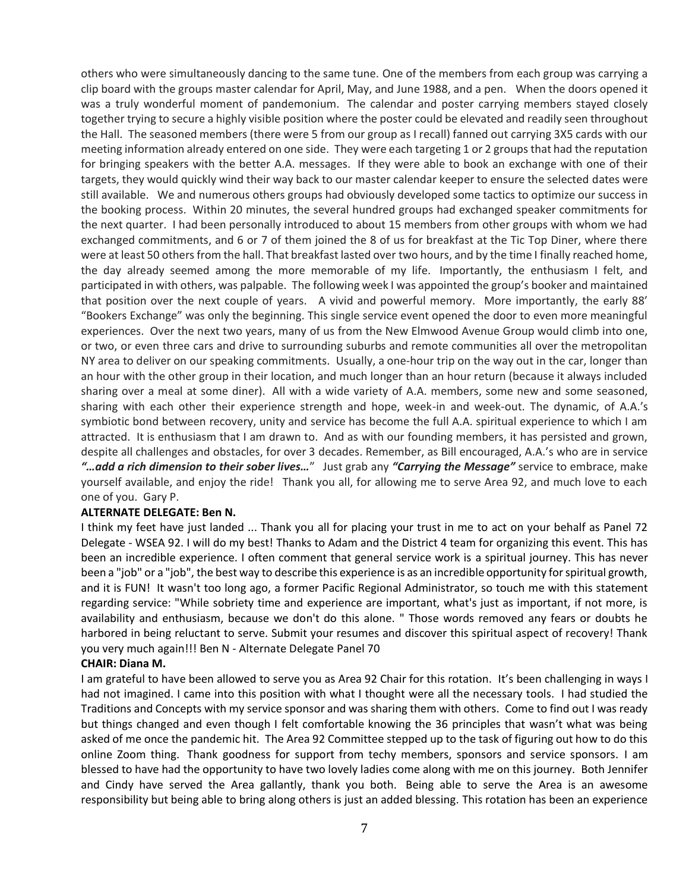others who were simultaneously dancing to the same tune. One of the members from each group was carrying a clip board with the groups master calendar for April, May, and June 1988, and a pen. When the doors opened it was a truly wonderful moment of pandemonium. The calendar and poster carrying members stayed closely together trying to secure a highly visible position where the poster could be elevated and readily seen throughout the Hall. The seasoned members (there were 5 from our group as I recall) fanned out carrying 3X5 cards with our meeting information already entered on one side. They were each targeting 1 or 2 groups that had the reputation for bringing speakers with the better A.A. messages. If they were able to book an exchange with one of their targets, they would quickly wind their way back to our master calendar keeper to ensure the selected dates were still available. We and numerous others groups had obviously developed some tactics to optimize our success in the booking process. Within 20 minutes, the several hundred groups had exchanged speaker commitments for the next quarter. I had been personally introduced to about 15 members from other groups with whom we had exchanged commitments, and 6 or 7 of them joined the 8 of us for breakfast at the Tic Top Diner, where there were at least 50 others from the hall. That breakfast lasted over two hours, and by the time I finally reached home, the day already seemed among the more memorable of my life. Importantly, the enthusiasm I felt, and participated in with others, was palpable. The following week I was appointed the group's booker and maintained that position over the next couple of years. A vivid and powerful memory. More importantly, the early 88' "Bookers Exchange" was only the beginning. This single service event opened the door to even more meaningful experiences. Over the next two years, many of us from the New Elmwood Avenue Group would climb into one, or two, or even three cars and drive to surrounding suburbs and remote communities all over the metropolitan NY area to deliver on our speaking commitments. Usually, a one-hour trip on the way out in the car, longer than an hour with the other group in their location, and much longer than an hour return (because it always included sharing over a meal at some diner). All with a wide variety of A.A. members, some new and some seasoned, sharing with each other their experience strength and hope, week-in and week-out. The dynamic, of A.A.'s symbiotic bond between recovery, unity and service has become the full A.A. spiritual experience to which I am attracted. It is enthusiasm that I am drawn to. And as with our founding members, it has persisted and grown, despite all challenges and obstacles, for over 3 decades. Remember, as Bill encouraged, A.A.'s who are in service ***"…add a rich dimension to their sober lives…"*** Just grab any ***"Carrying the Message"*** service to embrace, make yourself available, and enjoy the ride! Thank you all, for allowing me to serve Area 92, and much love to each one of you. Gary P.

**ALTERNATE DELEGATE: Ben N.**

I think my feet have just landed ... Thank you all for placing your trust in me to act on your behalf as Panel 72 Delegate - WSEA 92. I will do my best! Thanks to Adam and the District 4 team for organizing this event. This has been an incredible experience. I often comment that general service work is a spiritual journey. This has never been a "job" or a "job", the best way to describe this experience is as an incredible opportunity for spiritual growth, and it is FUN! It wasn't too long ago, a former Pacific Regional Administrator, so touch me with this statement regarding service: "While sobriety time and experience are important, what's just as important, if not more, is availability and enthusiasm, because we don't do this alone. " Those words removed any fears or doubts he harbored in being reluctant to serve. Submit your resumes and discover this spiritual aspect of recovery! Thank you very much again!!! Ben N - Alternate Delegate Panel 70

**CHAIR: Diana M.**

I am grateful to have been allowed to serve you as Area 92 Chair for this rotation. It's been challenging in ways I had not imagined. I came into this position with what I thought were all the necessary tools. I had studied the Traditions and Concepts with my service sponsor and was sharing them with others. Come to find out I was ready but things changed and even though I felt comfortable knowing the 36 principles that wasn't what was being asked of me once the pandemic hit. The Area 92 Committee stepped up to the task of figuring out how to do this online Zoom thing. Thank goodness for support from techy members, sponsors and service sponsors. I am blessed to have had the opportunity to have two lovely ladies come along with me on this journey. Both Jennifer and Cindy have served the Area gallantly, thank you both. Being able to serve the Area is an awesome responsibility but being able to bring along others is just an added blessing. This rotation has been an experience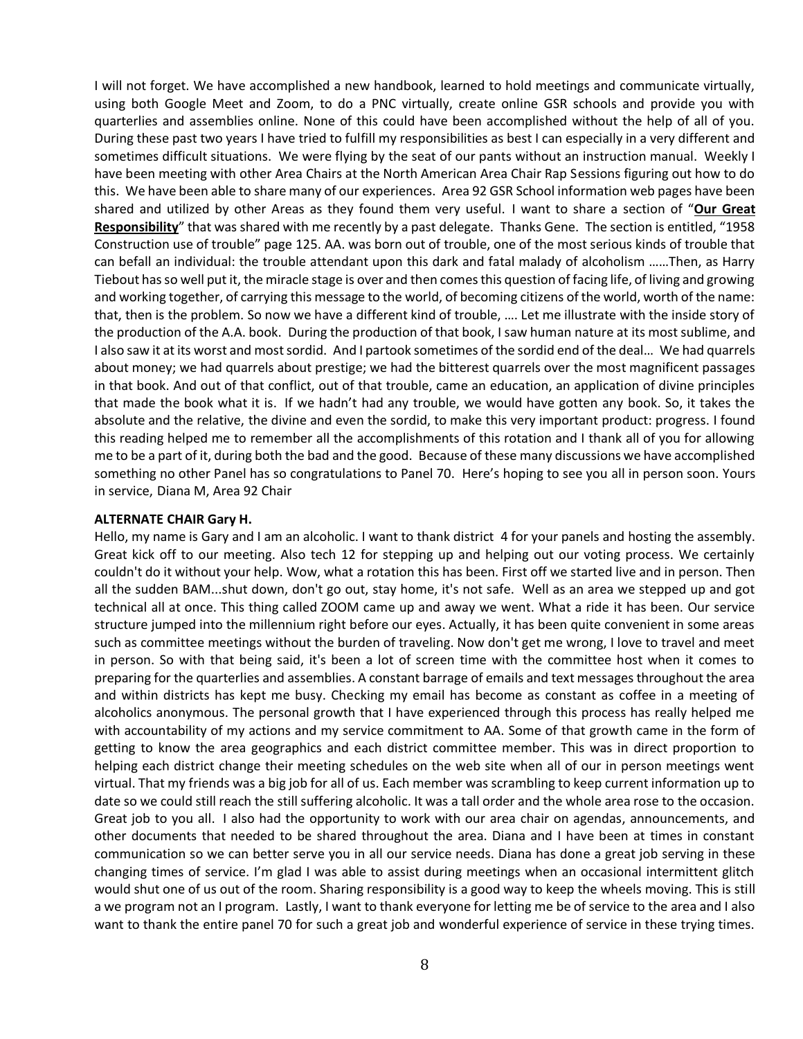I will not forget. We have accomplished a new handbook, learned to hold meetings and communicate virtually, using both Google Meet and Zoom, to do a PNC virtually, create online GSR schools and provide you with quarterlies and assemblies online. None of this could have been accomplished without the help of all of you. During these past two years I have tried to fulfill my responsibilities as best I can especially in a very different and sometimes difficult situations. We were flying by the seat of our pants without an instruction manual. Weekly I have been meeting with other Area Chairs at the North American Area Chair Rap Sessions figuring out how to do this. We have been able to share many of our experiences. Area 92 GSR School information web pages have been shared and utilized by other Areas as they found them very useful. I want to share a section of "**<u>Our Great Responsibility</u>**" that was shared with me recently by a past delegate. Thanks Gene. The section is entitled, "1958 Construction use of trouble" page 125. AA. was born out of trouble, one of the most serious kinds of trouble that can befall an individual: the trouble attendant upon this dark and fatal malady of alcoholism ……Then, as Harry Tiebout has so well put it, the miracle stage is over and then comes this question of facing life, of living and growing and working together, of carrying this message to the world, of becoming citizens of the world, worth of the name: that, then is the problem. So now we have a different kind of trouble, …. Let me illustrate with the inside story of the production of the A.A. book. During the production of that book, I saw human nature at its most sublime, and I also saw it at its worst and most sordid. And I partook sometimes of the sordid end of the deal… We had quarrels about money; we had quarrels about prestige; we had the bitterest quarrels over the most magnificent passages in that book. And out of that conflict, out of that trouble, came an education, an application of divine principles that made the book what it is. If we hadn't had any trouble, we would have gotten any book. So, it takes the absolute and the relative, the divine and even the sordid, to make this very important product: progress. I found this reading helped me to remember all the accomplishments of this rotation and I thank all of you for allowing me to be a part of it, during both the bad and the good. Because of these many discussions we have accomplished something no other Panel has so congratulations to Panel 70. Here's hoping to see you all in person soon. Yours in service, Diana M, Area 92 Chair

**ALTERNATE CHAIR Gary H.**

Hello, my name is Gary and I am an alcoholic. I want to thank district 4 for your panels and hosting the assembly. Great kick off to our meeting. Also tech 12 for stepping up and helping out our voting process. We certainly couldn't do it without your help. Wow, what a rotation this has been. First off we started live and in person. Then all the sudden BAM...shut down, don't go out, stay home, it's not safe. Well as an area we stepped up and got technical all at once. This thing called ZOOM came up and away we went. What a ride it has been. Our service structure jumped into the millennium right before our eyes. Actually, it has been quite convenient in some areas such as committee meetings without the burden of traveling. Now don't get me wrong, I love to travel and meet in person. So with that being said, it's been a lot of screen time with the committee host when it comes to preparing for the quarterlies and assemblies. A constant barrage of emails and text messages throughout the area and within districts has kept me busy. Checking my email has become as constant as coffee in a meeting of alcoholics anonymous. The personal growth that I have experienced through this process has really helped me with accountability of my actions and my service commitment to AA. Some of that growth came in the form of getting to know the area geographics and each district committee member. This was in direct proportion to helping each district change their meeting schedules on the web site when all of our in person meetings went virtual. That my friends was a big job for all of us. Each member was scrambling to keep current information up to date so we could still reach the still suffering alcoholic. It was a tall order and the whole area rose to the occasion. Great job to you all. I also had the opportunity to work with our area chair on agendas, announcements, and other documents that needed to be shared throughout the area. Diana and I have been at times in constant communication so we can better serve you in all our service needs. Diana has done a great job serving in these changing times of service. I'm glad I was able to assist during meetings when an occasional intermittent glitch would shut one of us out of the room. Sharing responsibility is a good way to keep the wheels moving. This is still a we program not an I program. Lastly, I want to thank everyone for letting me be of service to the area and I also want to thank the entire panel 70 for such a great job and wonderful experience of service in these trying times.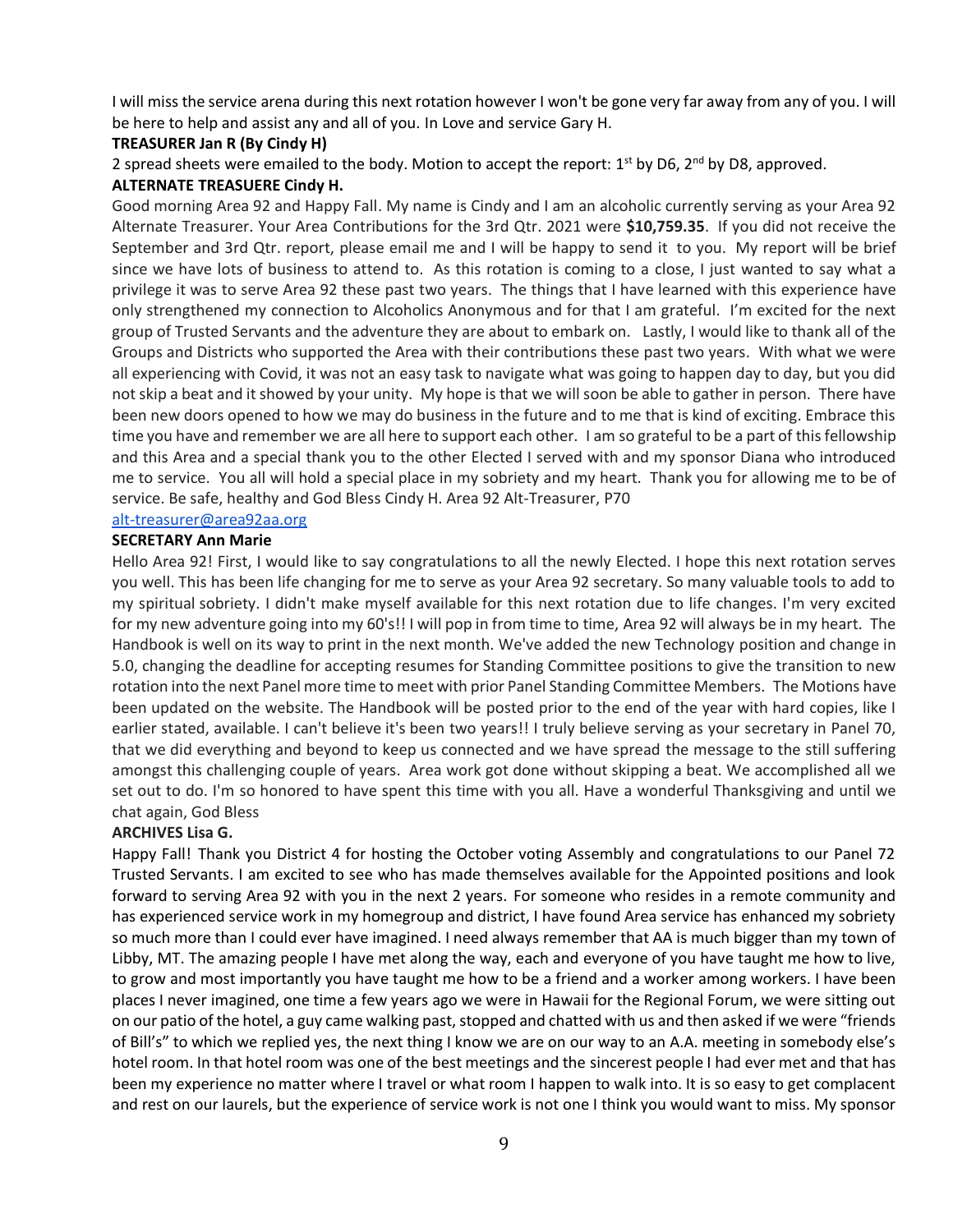I will miss the service arena during this next rotation however I won't be gone very far away from any of you. I will be here to help and assist any and all of you. In Love and service Gary H.

**TREASURER Jan R (By Cindy H)**

2 spread sheets were emailed to the body. Motion to accept the report: 1st by D6, 2nd by D8, approved.

**ALTERNATE TREASURE Cindy H.**

Good morning Area 92 and Happy Fall. My name is Cindy and I am an alcoholic currently serving as your Area 92 Alternate Treasurer. Your Area Contributions for the 3rd Qtr. 2021 were **$10,759.35**. If you did not receive the September and 3rd Qtr. report, please email me and I will be happy to send it to you. My report will be brief since we have lots of business to attend to. As this rotation is coming to a close, I just wanted to say what a privilege it was to serve Area 92 these past two years. The things that I have learned with this experience have only strengthened my connection to Alcoholics Anonymous and for that I am grateful. I'm excited for the next group of Trusted Servants and the adventure they are about to embark on. Lastly, I would like to thank all of the Groups and Districts who supported the Area with their contributions these past two years. With what we were all experiencing with Covid, it was not an easy task to navigate what was going to happen day to day, but you did not skip a beat and it showed by your unity. My hope is that we will soon be able to gather in person. There have been new doors opened to how we may do business in the future and to me that is kind of exciting. Embrace this time you have and remember we are all here to support each other. I am so grateful to be a part of this fellowship and this Area and a special thank you to the other Elected I served with and my sponsor Diana who introduced me to service. You all will hold a special place in my sobriety and my heart. Thank you for allowing me to be of service. Be safe, healthy and God Bless Cindy H. Area 92 Alt-Treasurer, P70
alt-treasurer@area92aa.org

**SECRETARY Ann Marie**

Hello Area 92! First, I would like to say congratulations to all the newly Elected. I hope this next rotation serves you well. This has been life changing for me to serve as your Area 92 secretary. So many valuable tools to add to my spiritual sobriety. I didn't make myself available for this next rotation due to life changes. I'm very excited for my new adventure going into my 60's!! I will pop in from time to time, Area 92 will always be in my heart. The Handbook is well on its way to print in the next month. We've added the new Technology position and change in 5.0, changing the deadline for accepting resumes for Standing Committee positions to give the transition to new rotation into the next Panel more time to meet with prior Panel Standing Committee Members. The Motions have been updated on the website. The Handbook will be posted prior to the end of the year with hard copies, like I earlier stated, available. I can't believe it's been two years!! I truly believe serving as your secretary in Panel 70, that we did everything and beyond to keep us connected and we have spread the message to the still suffering amongst this challenging couple of years. Area work got done without skipping a beat. We accomplished all we set out to do. I'm so honored to have spent this time with you all. Have a wonderful Thanksgiving and until we chat again, God Bless

**ARCHIVES Lisa G.**

Happy Fall! Thank you District 4 for hosting the October voting Assembly and congratulations to our Panel 72 Trusted Servants. I am excited to see who has made themselves available for the Appointed positions and look forward to serving Area 92 with you in the next 2 years. For someone who resides in a remote community and has experienced service work in my homegroup and district, I have found Area service has enhanced my sobriety so much more than I could ever have imagined. I need always remember that AA is much bigger than my town of Libby, MT. The amazing people I have met along the way, each and everyone of you have taught me how to live, to grow and most importantly you have taught me how to be a friend and a worker among workers. I have been places I never imagined, one time a few years ago we were in Hawaii for the Regional Forum, we were sitting out on our patio of the hotel, a guy came walking past, stopped and chatted with us and then asked if we were "friends of Bill's" to which we replied yes, the next thing I know we are on our way to an A.A. meeting in somebody else's hotel room. In that hotel room was one of the best meetings and the sincerest people I had ever met and that has been my experience no matter where I travel or what room I happen to walk into. It is so easy to get complacent and rest on our laurels, but the experience of service work is not one I think you would want to miss. My sponsor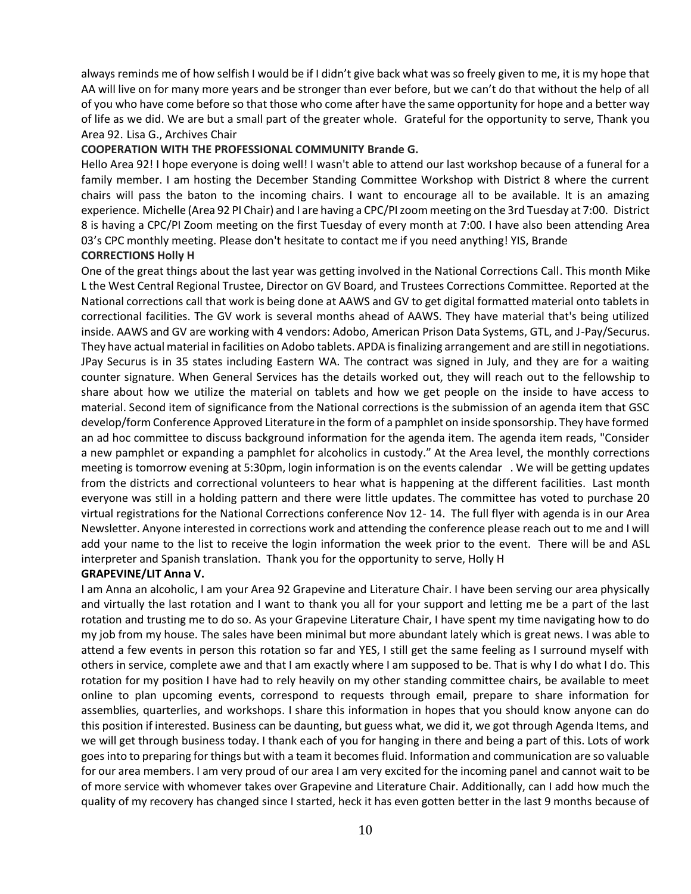always reminds me of how selfish I would be if I didn't give back what was so freely given to me, it is my hope that AA will live on for many more years and be stronger than ever before, but we can't do that without the help of all of you who have come before so that those who come after have the same opportunity for hope and a better way of life as we did. We are but a small part of the greater whole. Grateful for the opportunity to serve, Thank you Area 92. Lisa G., Archives Chair

**COOPERATION WITH THE PROFESSIONAL COMMUNITY Brande G.**

Hello Area 92! I hope everyone is doing well! I wasn't able to attend our last workshop because of a funeral for a family member. I am hosting the December Standing Committee Workshop with District 8 where the current chairs will pass the baton to the incoming chairs. I want to encourage all to be available. It is an amazing experience. Michelle (Area 92 PI Chair) and I are having a CPC/PI zoom meeting on the 3rd Tuesday at 7:00. District 8 is having a CPC/PI Zoom meeting on the first Tuesday of every month at 7:00. I have also been attending Area 03's CPC monthly meeting. Please don't hesitate to contact me if you need anything! YIS, Brande

**CORRECTIONS Holly H**

One of the great things about the last year was getting involved in the National Corrections Call. This month Mike L the West Central Regional Trustee, Director on GV Board, and Trustees Corrections Committee. Reported at the National corrections call that work is being done at AAWS and GV to get digital formatted material onto tablets in correctional facilities. The GV work is several months ahead of AAWS. They have material that's being utilized inside. AAWS and GV are working with 4 vendors: Adobo, American Prison Data Systems, GTL, and J-Pay/Securus. They have actual material in facilities on Adobo tablets. APDA is finalizing arrangement and are still in negotiations. JPay Securus is in 35 states including Eastern WA. The contract was signed in July, and they are for a waiting counter signature. When General Services has the details worked out, they will reach out to the fellowship to share about how we utilize the material on tablets and how we get people on the inside to have access to material. Second item of significance from the National corrections is the submission of an agenda item that GSC develop/form Conference Approved Literature in the form of a pamphlet on inside sponsorship. They have formed an ad hoc committee to discuss background information for the agenda item. The agenda item reads, "Consider a new pamphlet or expanding a pamphlet for alcoholics in custody." At the Area level, the monthly corrections meeting is tomorrow evening at 5:30pm, login information is on the events calendar . We will be getting updates from the districts and correctional volunteers to hear what is happening at the different facilities. Last month everyone was still in a holding pattern and there were little updates. The committee has voted to purchase 20 virtual registrations for the National Corrections conference Nov 12- 14. The full flyer with agenda is in our Area Newsletter. Anyone interested in corrections work and attending the conference please reach out to me and I will add your name to the list to receive the login information the week prior to the event. There will be and ASL interpreter and Spanish translation. Thank you for the opportunity to serve, Holly H

**GRAPEVINE/LIT Anna V.**

I am Anna an alcoholic, I am your Area 92 Grapevine and Literature Chair. I have been serving our area physically and virtually the last rotation and I want to thank you all for your support and letting me be a part of the last rotation and trusting me to do so. As your Grapevine Literature Chair, I have spent my time navigating how to do my job from my house. The sales have been minimal but more abundant lately which is great news. I was able to attend a few events in person this rotation so far and YES, I still get the same feeling as I surround myself with others in service, complete awe and that I am exactly where I am supposed to be. That is why I do what I do. This rotation for my position I have had to rely heavily on my other standing committee chairs, be available to meet online to plan upcoming events, correspond to requests through email, prepare to share information for assemblies, quarterlies, and workshops. I share this information in hopes that you should know anyone can do this position if interested. Business can be daunting, but guess what, we did it, we got through Agenda Items, and we will get through business today. I thank each of you for hanging in there and being a part of this. Lots of work goes into to preparing for things but with a team it becomes fluid. Information and communication are so valuable for our area members. I am very proud of our area I am very excited for the incoming panel and cannot wait to be of more service with whomever takes over Grapevine and Literature Chair. Additionally, can I add how much the quality of my recovery has changed since I started, heck it has even gotten better in the last 9 months because of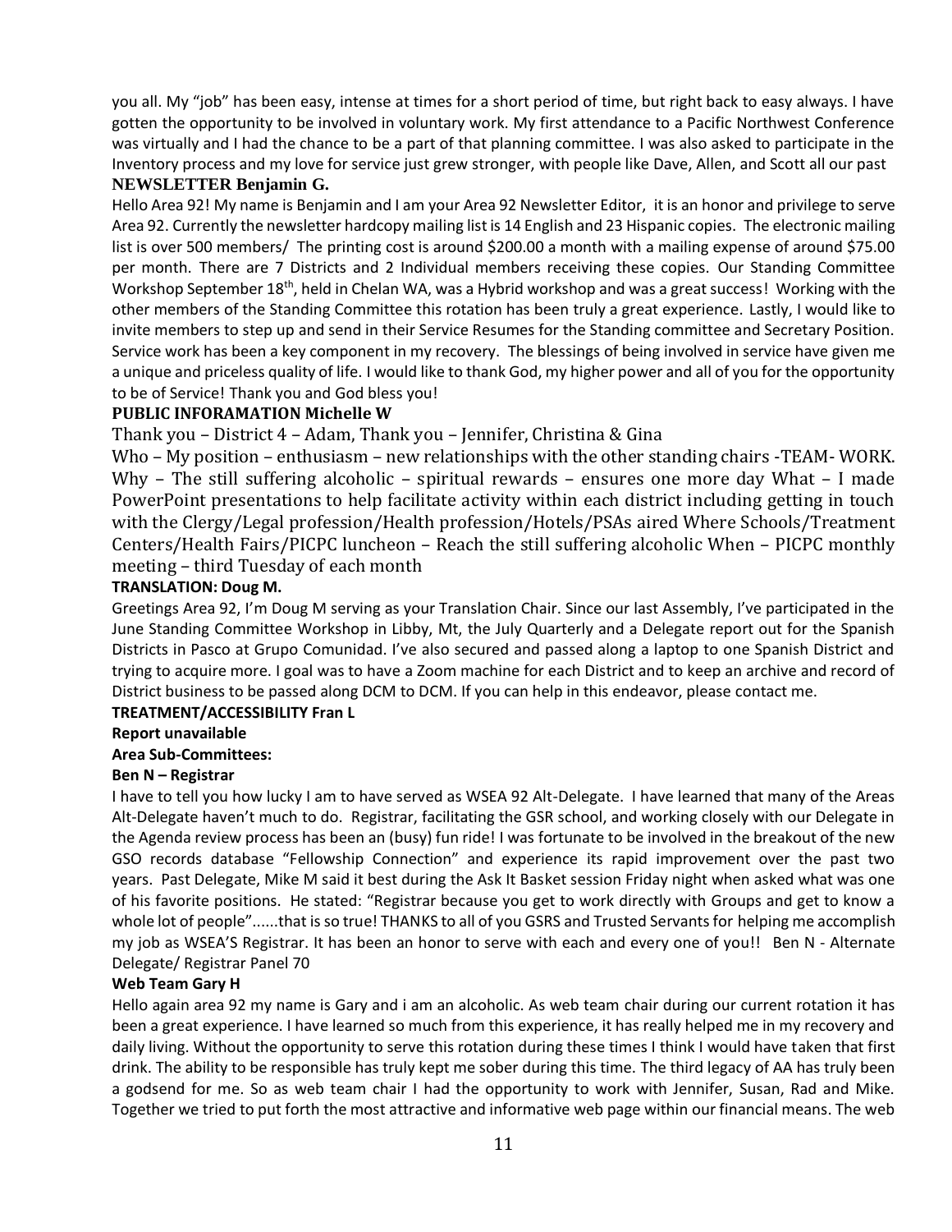you all. My "job" has been easy, intense at times for a short period of time, but right back to easy always. I have gotten the opportunity to be involved in voluntary work. My first attendance to a Pacific Northwest Conference was virtually and I had the chance to be a part of that planning committee. I was also asked to participate in the Inventory process and my love for service just grew stronger, with people like Dave, Allen, and Scott all our past

**NEWSLETTER Benjamin G.**

Hello Area 92! My name is Benjamin and I am your Area 92 Newsletter Editor, it is an honor and privilege to serve Area 92. Currently the newsletter hardcopy mailing list is 14 English and 23 Hispanic copies. The electronic mailing list is over 500 members/ The printing cost is around $200.00 a month with a mailing expense of around $75.00 per month. There are 7 Districts and 2 Individual members receiving these copies. Our Standing Committee Workshop September 18th, held in Chelan WA, was a Hybrid workshop and was a great success! Working with the other members of the Standing Committee this rotation has been truly a great experience. Lastly, I would like to invite members to step up and send in their Service Resumes for the Standing committee and Secretary Position. Service work has been a key component in my recovery. The blessings of being involved in service have given me a unique and priceless quality of life. I would like to thank God, my higher power and all of you for the opportunity to be of Service! Thank you and God bless you!

**PUBLIC INFORAMATION Michelle W**

Thank you – District 4 – Adam, Thank you – Jennifer, Christina & Gina

Who – My position – enthusiasm – new relationships with the other standing chairs -TEAM- WORK. Why – The still suffering alcoholic – spiritual rewards – ensures one more day What – I made PowerPoint presentations to help facilitate activity within each district including getting in touch with the Clergy/Legal profession/Health profession/Hotels/PSAs aired Where Schools/Treatment Centers/Health Fairs/PICPC luncheon – Reach the still suffering alcoholic When – PICPC monthly meeting – third Tuesday of each month

**TRANSLATION: Doug M.**

Greetings Area 92, I'm Doug M serving as your Translation Chair. Since our last Assembly, I've participated in the June Standing Committee Workshop in Libby, Mt, the July Quarterly and a Delegate report out for the Spanish Districts in Pasco at Grupo Comunidad. I've also secured and passed along a laptop to one Spanish District and trying to acquire more. I goal was to have a Zoom machine for each District and to keep an archive and record of District business to be passed along DCM to DCM. If you can help in this endeavor, please contact me.

**TREATMENT/ACCESSIBILITY Fran L**

**Report unavailable**

**Area Sub-Committees:**

**Ben N – Registrar**

I have to tell you how lucky I am to have served as WSEA 92 Alt-Delegate. I have learned that many of the Areas Alt-Delegate haven't much to do. Registrar, facilitating the GSR school, and working closely with our Delegate in the Agenda review process has been an (busy) fun ride! I was fortunate to be involved in the breakout of the new GSO records database "Fellowship Connection" and experience its rapid improvement over the past two years. Past Delegate, Mike M said it best during the Ask It Basket session Friday night when asked what was one of his favorite positions. He stated: "Registrar because you get to work directly with Groups and get to know a whole lot of people"......that is so true! THANKS to all of you GSRS and Trusted Servants for helping me accomplish my job as WSEA'S Registrar. It has been an honor to serve with each and every one of you!! Ben N - Alternate Delegate/ Registrar Panel 70

**Web Team Gary H**

Hello again area 92 my name is Gary and i am an alcoholic. As web team chair during our current rotation it has been a great experience. I have learned so much from this experience, it has really helped me in my recovery and daily living. Without the opportunity to serve this rotation during these times I think I would have taken that first drink. The ability to be responsible has truly kept me sober during this time. The third legacy of AA has truly been a godsend for me. So as web team chair I had the opportunity to work with Jennifer, Susan, Rad and Mike. Together we tried to put forth the most attractive and informative web page within our financial means. The web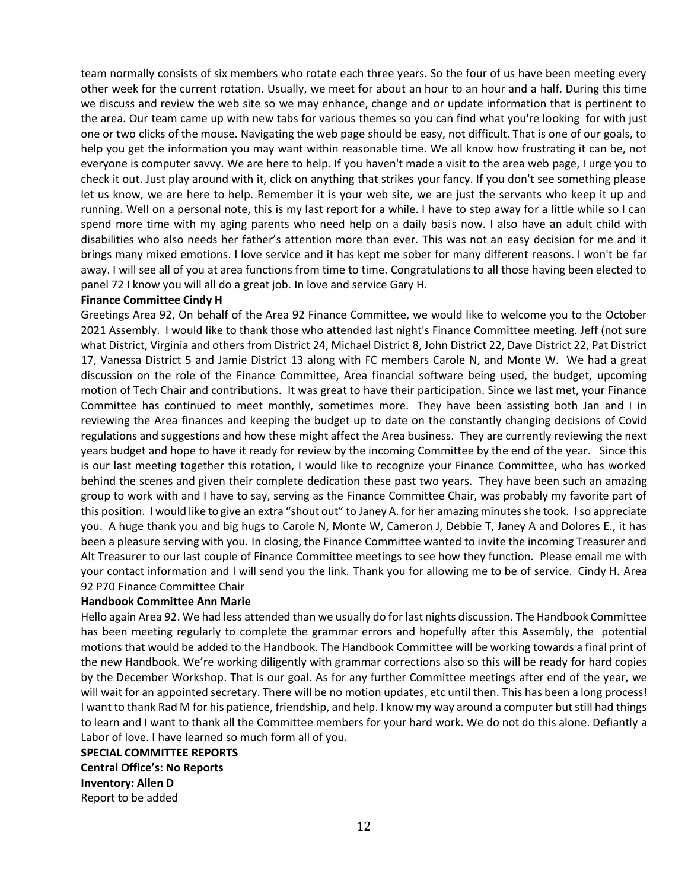team normally consists of six members who rotate each three years. So the four of us have been meeting every other week for the current rotation. Usually, we meet for about an hour to an hour and a half. During this time we discuss and review the web site so we may enhance, change and or update information that is pertinent to the area. Our team came up with new tabs for various themes so you can find what you're looking for with just one or two clicks of the mouse. Navigating the web page should be easy, not difficult. That is one of our goals, to help you get the information you may want within reasonable time. We all know how frustrating it can be, not everyone is computer savvy. We are here to help. If you haven't made a visit to the area web page, I urge you to check it out. Just play around with it, click on anything that strikes your fancy. If you don't see something please let us know, we are here to help. Remember it is your web site, we are just the servants who keep it up and running. Well on a personal note, this is my last report for a while. I have to step away for a little while so I can spend more time with my aging parents who need help on a daily basis now. I also have an adult child with disabilities who also needs her father's attention more than ever. This was not an easy decision for me and it brings many mixed emotions. I love service and it has kept me sober for many different reasons. I won't be far away. I will see all of you at area functions from time to time. Congratulations to all those having been elected to panel 72 I know you will all do a great job. In love and service Gary H.

**Finance Committee Cindy H**

Greetings Area 92, On behalf of the Area 92 Finance Committee, we would like to welcome you to the October 2021 Assembly. I would like to thank those who attended last night's Finance Committee meeting. Jeff (not sure what District, Virginia and others from District 24, Michael District 8, John District 22, Dave District 22, Pat District 17, Vanessa District 5 and Jamie District 13 along with FC members Carole N, and Monte W. We had a great discussion on the role of the Finance Committee, Area financial software being used, the budget, upcoming motion of Tech Chair and contributions. It was great to have their participation. Since we last met, your Finance Committee has continued to meet monthly, sometimes more. They have been assisting both Jan and I in reviewing the Area finances and keeping the budget up to date on the constantly changing decisions of Covid regulations and suggestions and how these might affect the Area business. They are currently reviewing the next years budget and hope to have it ready for review by the incoming Committee by the end of the year. Since this is our last meeting together this rotation, I would like to recognize your Finance Committee, who has worked behind the scenes and given their complete dedication these past two years. They have been such an amazing group to work with and I have to say, serving as the Finance Committee Chair, was probably my favorite part of this position. I would like to give an extra "shout out" to Janey A. for her amazing minutes she took. I so appreciate you. A huge thank you and big hugs to Carole N, Monte W, Cameron J, Debbie T, Janey A and Dolores E., it has been a pleasure serving with you. In closing, the Finance Committee wanted to invite the incoming Treasurer and Alt Treasurer to our last couple of Finance Committee meetings to see how they function. Please email me with your contact information and I will send you the link. Thank you for allowing me to be of service. Cindy H. Area 92 P70 Finance Committee Chair

**Handbook Committee Ann Marie**

Hello again Area 92. We had less attended than we usually do for last nights discussion. The Handbook Committee has been meeting regularly to complete the grammar errors and hopefully after this Assembly, the potential motions that would be added to the Handbook. The Handbook Committee will be working towards a final print of the new Handbook. We're working diligently with grammar corrections also so this will be ready for hard copies by the December Workshop. That is our goal. As for any further Committee meetings after end of the year, we will wait for an appointed secretary. There will be no motion updates, etc until then. This has been a long process! I want to thank Rad M for his patience, friendship, and help. I know my way around a computer but still had things to learn and I want to thank all the Committee members for your hard work. We do not do this alone. Defiantly a Labor of love. I have learned so much form all of you.

**SPECIAL COMMITTEE REPORTS**

**Central Office's: No Reports**

**Inventory: Allen D**

Report to be added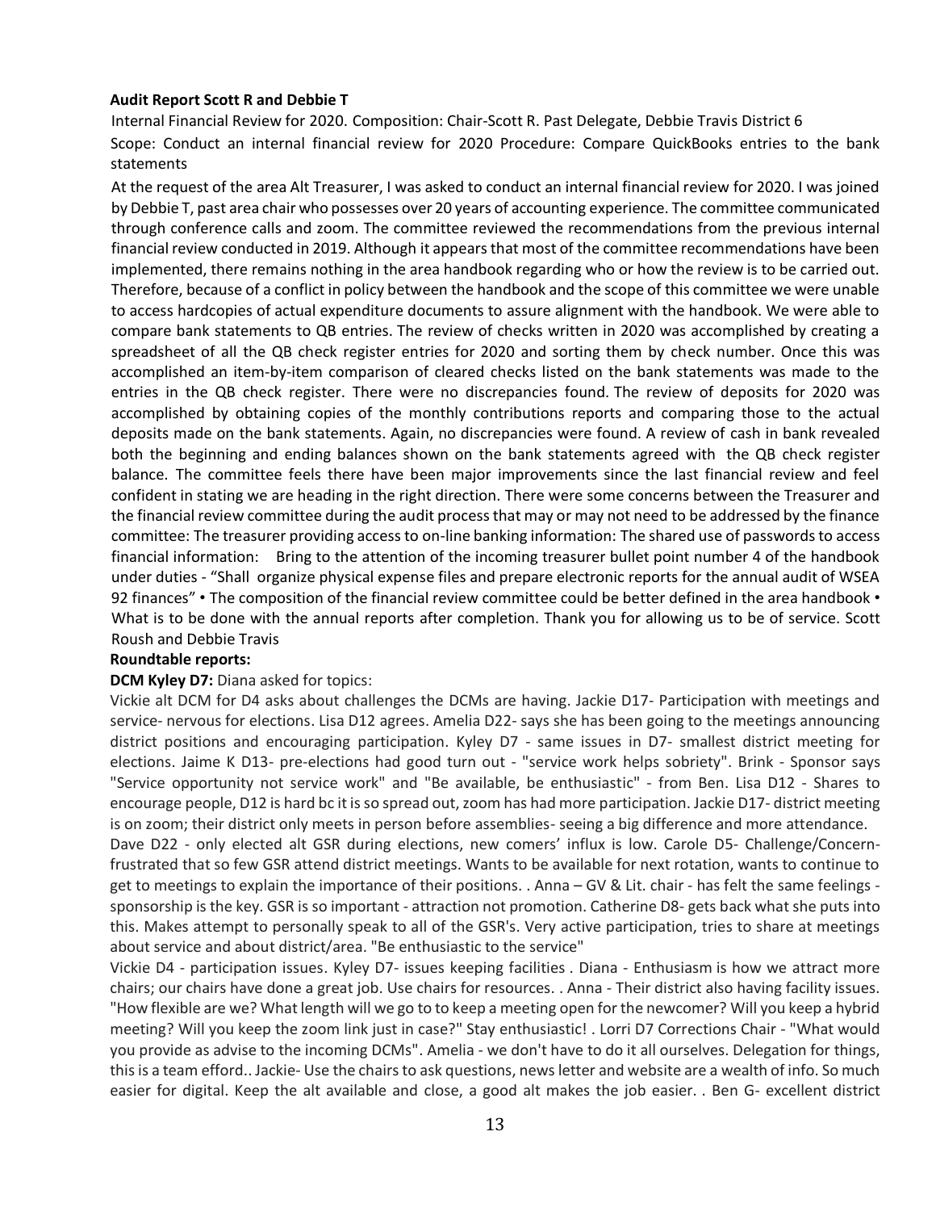**Audit Report Scott R and Debbie T**

Internal Financial Review for 2020. Composition: Chair-Scott R. Past Delegate, Debbie Travis District 6

Scope: Conduct an internal financial review for 2020 Procedure: Compare QuickBooks entries to the bank statements

At the request of the area Alt Treasurer, I was asked to conduct an internal financial review for 2020. I was joined by Debbie T, past area chair who possesses over 20 years of accounting experience. The committee communicated through conference calls and zoom. The committee reviewed the recommendations from the previous internal financial review conducted in 2019. Although it appears that most of the committee recommendations have been implemented, there remains nothing in the area handbook regarding who or how the review is to be carried out. Therefore, because of a conflict in policy between the handbook and the scope of this committee we were unable to access hardcopies of actual expenditure documents to assure alignment with the handbook. We were able to compare bank statements to QB entries. The review of checks written in 2020 was accomplished by creating a spreadsheet of all the QB check register entries for 2020 and sorting them by check number. Once this was accomplished an item-by-item comparison of cleared checks listed on the bank statements was made to the entries in the QB check register. There were no discrepancies found. The review of deposits for 2020 was accomplished by obtaining copies of the monthly contributions reports and comparing those to the actual deposits made on the bank statements. Again, no discrepancies were found. A review of cash in bank revealed both the beginning and ending balances shown on the bank statements agreed with the QB check register balance. The committee feels there have been major improvements since the last financial review and feel confident in stating we are heading in the right direction. There were some concerns between the Treasurer and the financial review committee during the audit process that may or may not need to be addressed by the finance committee: The treasurer providing access to on-line banking information: The shared use of passwords to access financial information: Bring to the attention of the incoming treasurer bullet point number 4 of the handbook under duties - "Shall organize physical expense files and prepare electronic reports for the annual audit of WSEA 92 finances" • The composition of the financial review committee could be better defined in the area handbook • What is to be done with the annual reports after completion. Thank you for allowing us to be of service. Scott Roush and Debbie Travis

**Roundtable reports:**

**DCM Kyley D7:** Diana asked for topics:

Vickie alt DCM for D4 asks about challenges the DCMs are having. Jackie D17- Participation with meetings and service- nervous for elections. Lisa D12 agrees. Amelia D22- says she has been going to the meetings announcing district positions and encouraging participation. Kyley D7 - same issues in D7- smallest district meeting for elections. Jaime K D13- pre-elections had good turn out - "service work helps sobriety". Brink - Sponsor says "Service opportunity not service work" and "Be available, be enthusiastic" - from Ben. Lisa D12 - Shares to encourage people, D12 is hard bc it is so spread out, zoom has had more participation. Jackie D17- district meeting is on zoom; their district only meets in person before assemblies- seeing a big difference and more attendance.

Dave D22 - only elected alt GSR during elections, new comers' influx is low. Carole D5- Challenge/Concern- frustrated that so few GSR attend district meetings. Wants to be available for next rotation, wants to continue to get to meetings to explain the importance of their positions. . Anna – GV & Lit. chair - has felt the same feelings - sponsorship is the key. GSR is so important - attraction not promotion. Catherine D8- gets back what she puts into this. Makes attempt to personally speak to all of the GSR's. Very active participation, tries to share at meetings about service and about district/area. "Be enthusiastic to the service"

Vickie D4 - participation issues. Kyley D7- issues keeping facilities . Diana - Enthusiasm is how we attract more chairs; our chairs have done a great job. Use chairs for resources. . Anna - Their district also having facility issues. "How flexible are we? What length will we go to to keep a meeting open for the newcomer? Will you keep a hybrid meeting? Will you keep the zoom link just in case?" Stay enthusiastic! . Lorri D7 Corrections Chair - "What would you provide as advise to the incoming DCMs". Amelia - we don't have to do it all ourselves. Delegation for things, this is a team efford.. Jackie- Use the chairs to ask questions, news letter and website are a wealth of info. So much easier for digital. Keep the alt available and close, a good alt makes the job easier. . Ben G- excellent district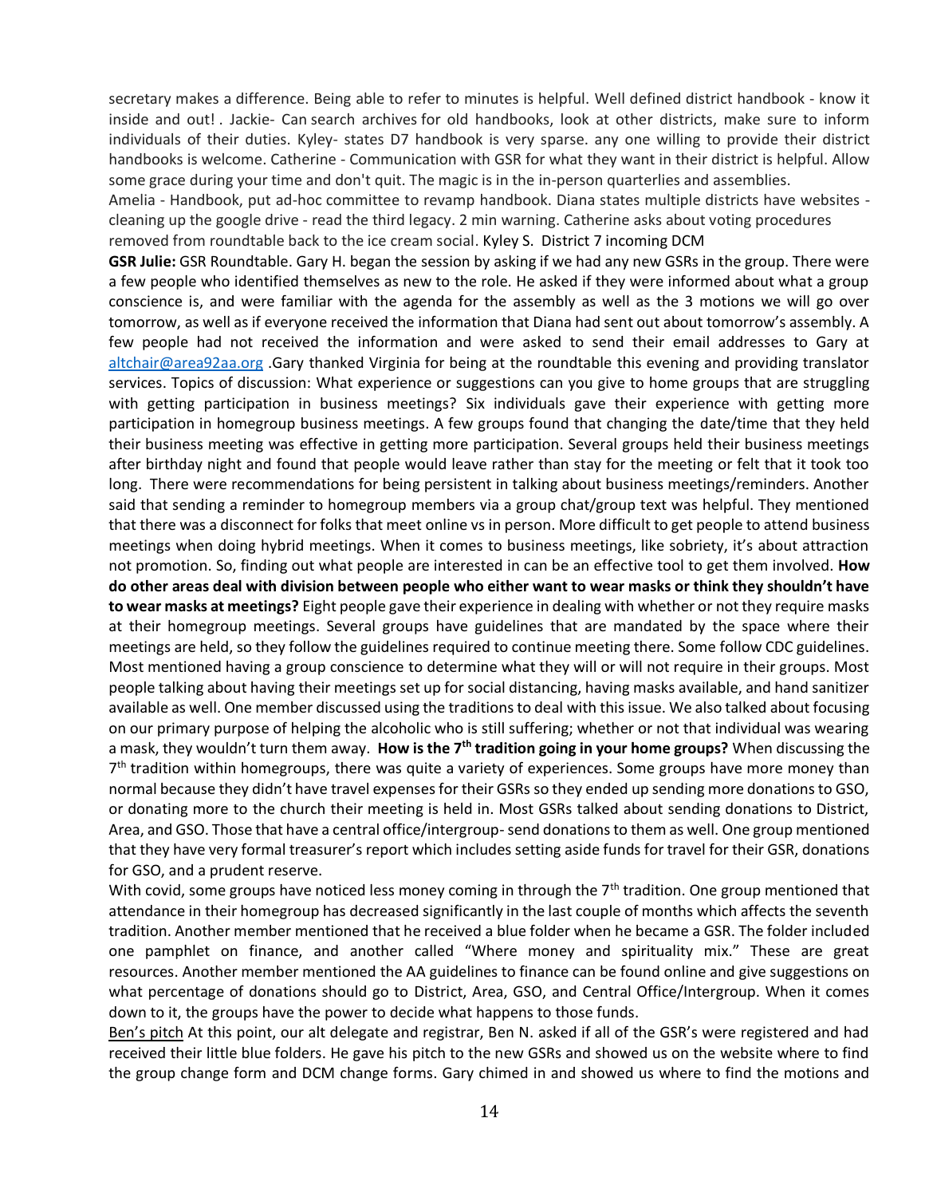secretary makes a difference. Being able to refer to minutes is helpful. Well defined district handbook - know it inside and out! . Jackie- Can search archives for old handbooks, look at other districts, make sure to inform individuals of their duties. Kyley- states D7 handbook is very sparse. any one willing to provide their district handbooks is welcome. Catherine - Communication with GSR for what they want in their district is helpful. Allow some grace during your time and don't quit. The magic is in the in-person quarterlies and assemblies.
Amelia - Handbook, put ad-hoc committee to revamp handbook. Diana states multiple districts have websites - cleaning up the google drive - read the third legacy. 2 min warning. Catherine asks about voting procedures removed from roundtable back to the ice cream social. Kyley S. District 7 incoming DCM

**GSR Julie:** GSR Roundtable. Gary H. began the session by asking if we had any new GSRs in the group. There were a few people who identified themselves as new to the role. He asked if they were informed about what a group conscience is, and were familiar with the agenda for the assembly as well as the 3 motions we will go over tomorrow, as well as if everyone received the information that Diana had sent out about tomorrow's assembly. A few people had not received the information and were asked to send their email addresses to Gary at altchair@area92aa.org .Gary thanked Virginia for being at the roundtable this evening and providing translator services. Topics of discussion: What experience or suggestions can you give to home groups that are struggling with getting participation in business meetings? Six individuals gave their experience with getting more participation in homegroup business meetings. A few groups found that changing the date/time that they held their business meeting was effective in getting more participation. Several groups held their business meetings after birthday night and found that people would leave rather than stay for the meeting or felt that it took too long. There were recommendations for being persistent in talking about business meetings/reminders. Another said that sending a reminder to homegroup members via a group chat/group text was helpful. They mentioned that there was a disconnect for folks that meet online vs in person. More difficult to get people to attend business meetings when doing hybrid meetings. When it comes to business meetings, like sobriety, it's about attraction not promotion. So, finding out what people are interested in can be an effective tool to get them involved. **How do other areas deal with division between people who either want to wear masks or think they shouldn't have to wear masks at meetings?** Eight people gave their experience in dealing with whether or not they require masks at their homegroup meetings. Several groups have guidelines that are mandated by the space where their meetings are held, so they follow the guidelines required to continue meeting there. Some follow CDC guidelines. Most mentioned having a group conscience to determine what they will or will not require in their groups. Most people talking about having their meetings set up for social distancing, having masks available, and hand sanitizer available as well. One member discussed using the traditions to deal with this issue. We also talked about focusing on our primary purpose of helping the alcoholic who is still suffering; whether or not that individual was wearing a mask, they wouldn't turn them away. **How is the 7th tradition going in your home groups?** When discussing the 7th tradition within homegroups, there was quite a variety of experiences. Some groups have more money than normal because they didn't have travel expenses for their GSRs so they ended up sending more donations to GSO, or donating more to the church their meeting is held in. Most GSRs talked about sending donations to District, Area, and GSO. Those that have a central office/intergroup- send donations to them as well. One group mentioned that they have very formal treasurer's report which includes setting aside funds for travel for their GSR, donations for GSO, and a prudent reserve.

With covid, some groups have noticed less money coming in through the 7th tradition. One group mentioned that attendance in their homegroup has decreased significantly in the last couple of months which affects the seventh tradition. Another member mentioned that he received a blue folder when he became a GSR. The folder included one pamphlet on finance, and another called "Where money and spirituality mix." These are great resources. Another member mentioned the AA guidelines to finance can be found online and give suggestions on what percentage of donations should go to District, Area, GSO, and Central Office/Intergroup. When it comes down to it, the groups have the power to decide what happens to those funds.

Ben's pitch At this point, our alt delegate and registrar, Ben N. asked if all of the GSR's were registered and had received their little blue folders. He gave his pitch to the new GSRs and showed us on the website where to find the group change form and DCM change forms. Gary chimed in and showed us where to find the motions and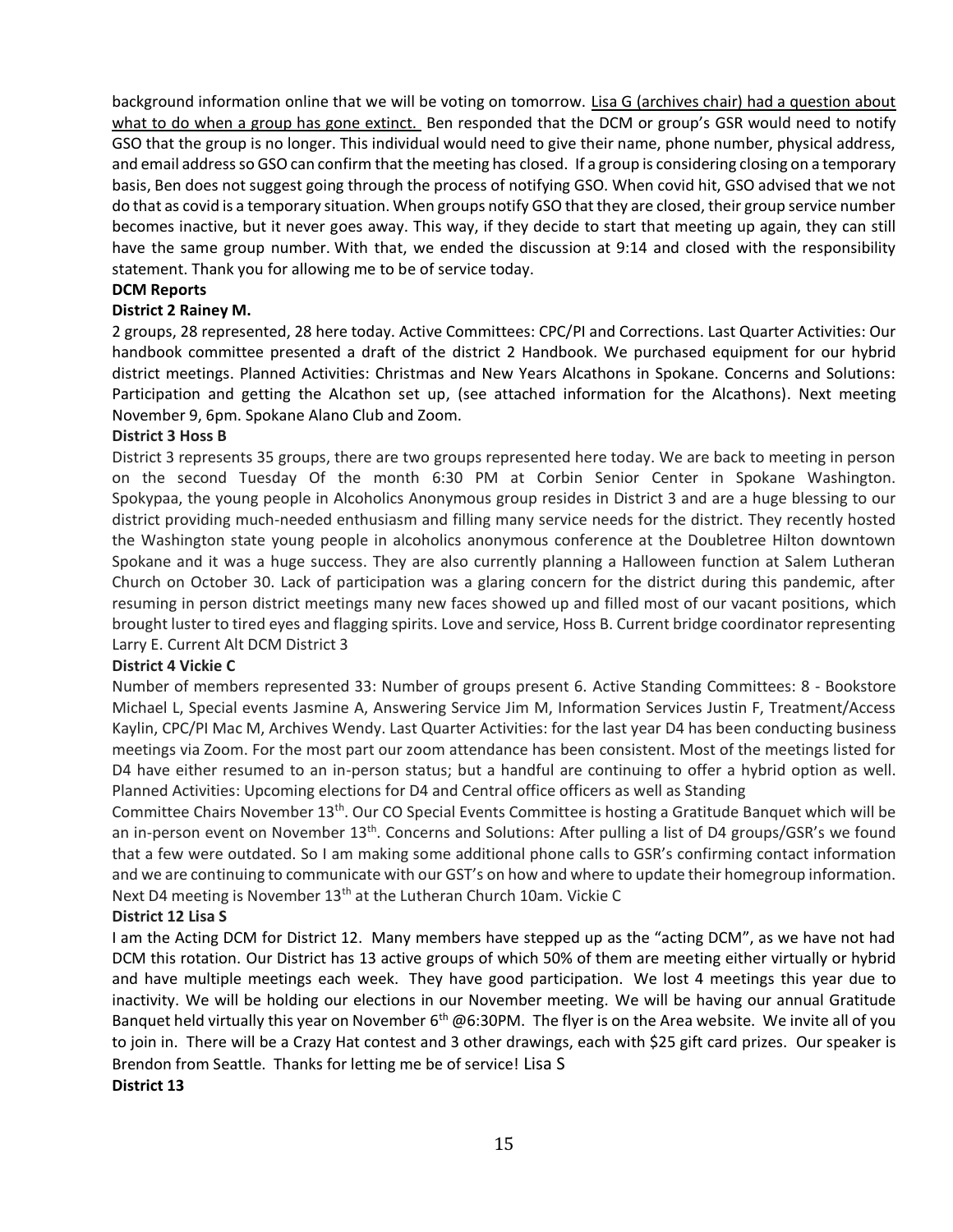background information online that we will be voting on tomorrow. Lisa G (archives chair) had a question about what to do when a group has gone extinct. Ben responded that the DCM or group's GSR would need to notify GSO that the group is no longer. This individual would need to give their name, phone number, physical address, and email address so GSO can confirm that the meeting has closed. If a group is considering closing on a temporary basis, Ben does not suggest going through the process of notifying GSO. When covid hit, GSO advised that we not do that as covid is a temporary situation. When groups notify GSO that they are closed, their group service number becomes inactive, but it never goes away. This way, if they decide to start that meeting up again, they can still have the same group number. With that, we ended the discussion at 9:14 and closed with the responsibility statement. Thank you for allowing me to be of service today.

**DCM Reports**

**District 2 Rainey M.**

2 groups, 28 represented, 28 here today. Active Committees: CPC/PI and Corrections. Last Quarter Activities: Our handbook committee presented a draft of the district 2 Handbook. We purchased equipment for our hybrid district meetings. Planned Activities: Christmas and New Years Alcathons in Spokane. Concerns and Solutions: Participation and getting the Alcathon set up, (see attached information for the Alcathons). Next meeting November 9, 6pm. Spokane Alano Club and Zoom.

**District 3 Hoss B**

District 3 represents 35 groups, there are two groups represented here today. We are back to meeting in person on the second Tuesday Of the month 6:30 PM at Corbin Senior Center in Spokane Washington. Spokypaa, the young people in Alcoholics Anonymous group resides in District 3 and are a huge blessing to our district providing much-needed enthusiasm and filling many service needs for the district. They recently hosted the Washington state young people in alcoholics anonymous conference at the Doubletree Hilton downtown Spokane and it was a huge success. They are also currently planning a Halloween function at Salem Lutheran Church on October 30. Lack of participation was a glaring concern for the district during this pandemic, after resuming in person district meetings many new faces showed up and filled most of our vacant positions, which brought luster to tired eyes and flagging spirits. Love and service, Hoss B. Current bridge coordinator representing Larry E. Current Alt DCM District 3

**District 4 Vickie C**

Number of members represented 33: Number of groups present 6. Active Standing Committees: 8 - Bookstore Michael L, Special events Jasmine A, Answering Service Jim M, Information Services Justin F, Treatment/Access Kaylin, CPC/PI Mac M, Archives Wendy. Last Quarter Activities: for the last year D4 has been conducting business meetings via Zoom. For the most part our zoom attendance has been consistent. Most of the meetings listed for D4 have either resumed to an in-person status; but a handful are continuing to offer a hybrid option as well. Planned Activities: Upcoming elections for D4 and Central office officers as well as Standing Committee Chairs November 13th. Our CO Special Events Committee is hosting a Gratitude Banquet which will be an in-person event on November 13th. Concerns and Solutions: After pulling a list of D4 groups/GSR's we found that a few were outdated. So I am making some additional phone calls to GSR's confirming contact information and we are continuing to communicate with our GST's on how and where to update their homegroup information. Next D4 meeting is November 13th at the Lutheran Church 10am. Vickie C

**District 12 Lisa S**

I am the Acting DCM for District 12. Many members have stepped up as the "acting DCM", as we have not had DCM this rotation. Our District has 13 active groups of which 50% of them are meeting either virtually or hybrid and have multiple meetings each week. They have good participation. We lost 4 meetings this year due to inactivity. We will be holding our elections in our November meeting. We will be having our annual Gratitude Banquet held virtually this year on November 6th @6:30PM. The flyer is on the Area website. We invite all of you to join in. There will be a Crazy Hat contest and 3 other drawings, each with $25 gift card prizes. Our speaker is Brendon from Seattle. Thanks for letting me be of service! Lisa S

**District 13**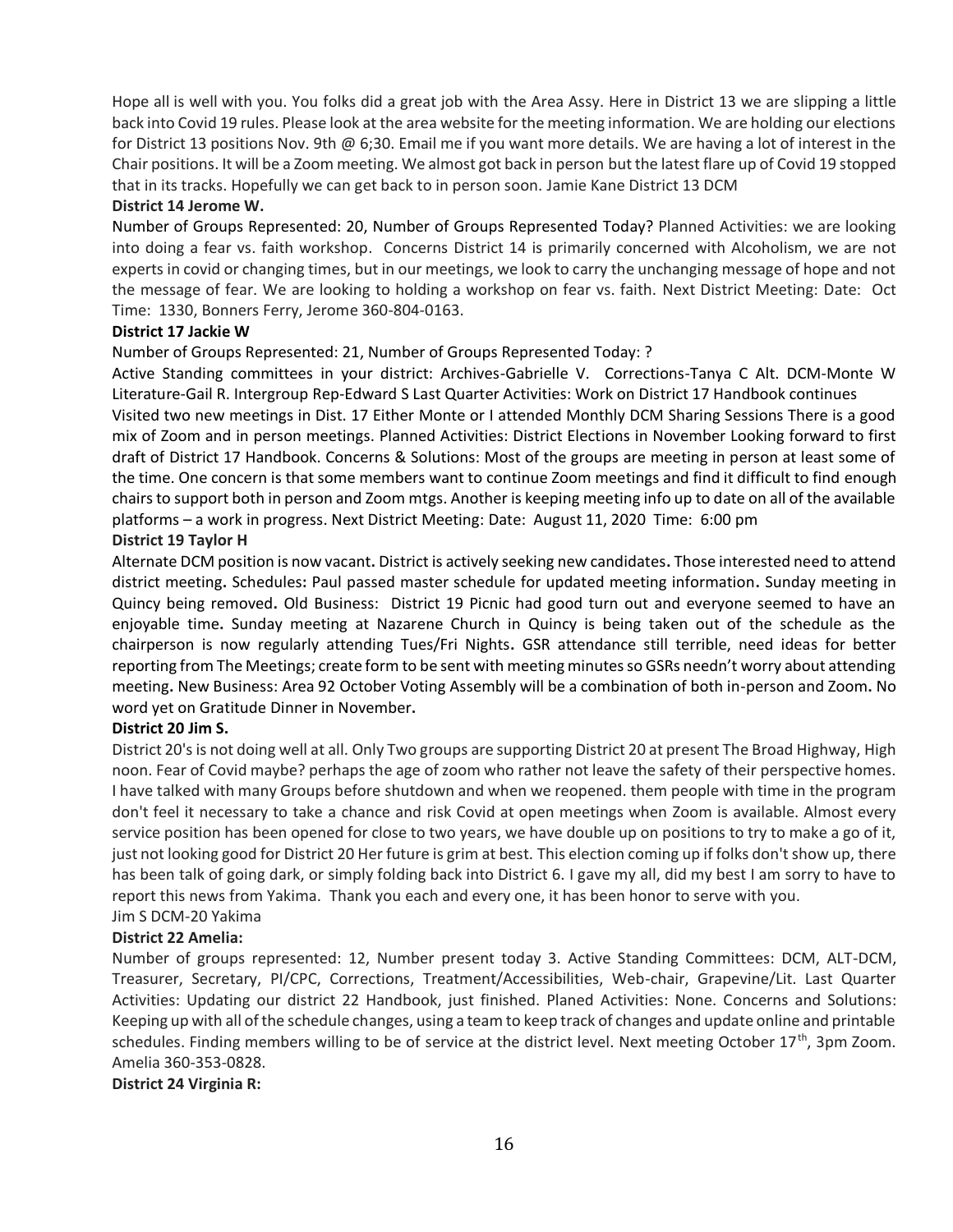Hope all is well with you. You folks did a great job with the Area Assy. Here in District 13 we are slipping a little back into Covid 19 rules. Please look at the area website for the meeting information. We are holding our elections for District 13 positions Nov. 9th @ 6;30. Email me if you want more details. We are having a lot of interest in the Chair positions. It will be a Zoom meeting. We almost got back in person but the latest flare up of Covid 19 stopped that in its tracks. Hopefully we can get back to in person soon. Jamie Kane District 13 DCM

**District 14 Jerome W.**

Number of Groups Represented: 20, Number of Groups Represented Today? Planned Activities: we are looking into doing a fear vs. faith workshop. Concerns District 14 is primarily concerned with Alcoholism, we are not experts in covid or changing times, but in our meetings, we look to carry the unchanging message of hope and not the message of fear. We are looking to holding a workshop on fear vs. faith. Next District Meeting: Date: Oct Time: 1330, Bonners Ferry, Jerome 360-804-0163.

**District 17 Jackie W**

Number of Groups Represented: 21, Number of Groups Represented Today: ?

Active Standing committees in your district: Archives-Gabrielle V. Corrections-Tanya C Alt. DCM-Monte W Literature-Gail R. Intergroup Rep-Edward S Last Quarter Activities: Work on District 17 Handbook continues Visited two new meetings in Dist. 17 Either Monte or I attended Monthly DCM Sharing Sessions There is a good mix of Zoom and in person meetings. Planned Activities: District Elections in November Looking forward to first draft of District 17 Handbook. Concerns & Solutions: Most of the groups are meeting in person at least some of the time. One concern is that some members want to continue Zoom meetings and find it difficult to find enough chairs to support both in person and Zoom mtgs. Another is keeping meeting info up to date on all of the available platforms – a work in progress. Next District Meeting: Date: August 11, 2020 Time: 6:00 pm

**District 19 Taylor H**

Alternate DCM position is now vacant. District is actively seeking new candidates. Those interested need to attend district meeting. Schedules: Paul passed master schedule for updated meeting information. Sunday meeting in Quincy being removed. Old Business: District 19 Picnic had good turn out and everyone seemed to have an enjoyable time. Sunday meeting at Nazarene Church in Quincy is being taken out of the schedule as the chairperson is now regularly attending Tues/Fri Nights. GSR attendance still terrible, need ideas for better reporting from The Meetings; create form to be sent with meeting minutes so GSRs needn't worry about attending meeting. New Business: Area 92 October Voting Assembly will be a combination of both in-person and Zoom. No word yet on Gratitude Dinner in November.

**District 20 Jim S.**

District 20's is not doing well at all. Only Two groups are supporting District 20 at present The Broad Highway, High noon. Fear of Covid maybe? perhaps the age of zoom who rather not leave the safety of their perspective homes. I have talked with many Groups before shutdown and when we reopened. them people with time in the program don't feel it necessary to take a chance and risk Covid at open meetings when Zoom is available. Almost every service position has been opened for close to two years, we have double up on positions to try to make a go of it, just not looking good for District 20 Her future is grim at best. This election coming up if folks don't show up, there has been talk of going dark, or simply folding back into District 6. I gave my all, did my best I am sorry to have to report this news from Yakima. Thank you each and every one, it has been honor to serve with you.

Jim S DCM-20 Yakima

**District 22 Amelia:**

Number of groups represented: 12, Number present today 3. Active Standing Committees: DCM, ALT-DCM, Treasurer, Secretary, PI/CPC, Corrections, Treatment/Accessibilities, Web-chair, Grapevine/Lit. Last Quarter Activities: Updating our district 22 Handbook, just finished. Planed Activities: None. Concerns and Solutions: Keeping up with all of the schedule changes, using a team to keep track of changes and update online and printable schedules. Finding members willing to be of service at the district level. Next meeting October 17th, 3pm Zoom. Amelia 360-353-0828.

**District 24 Virginia R:**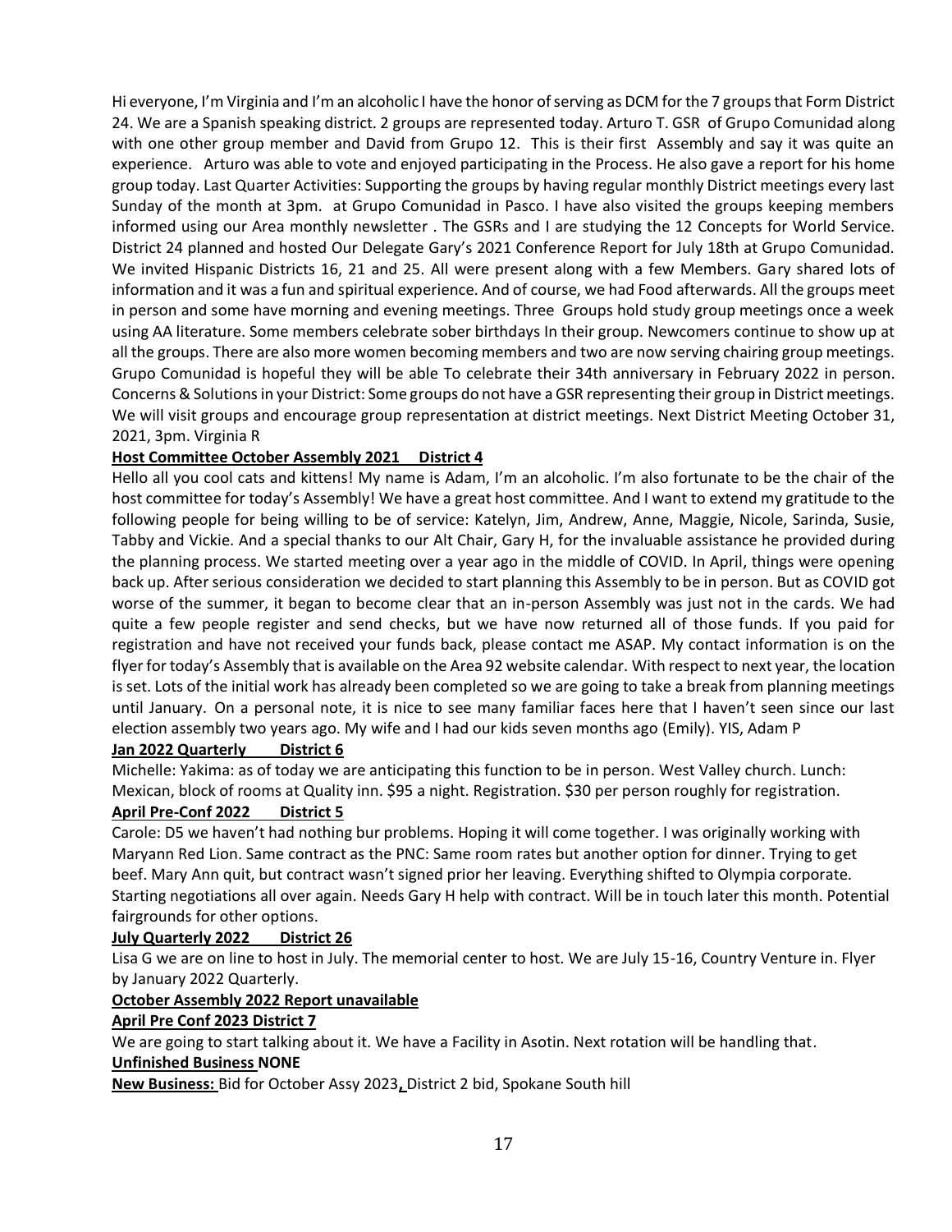Hi everyone, I'm Virginia and I'm an alcoholic I have the honor of serving as DCM for the 7 groups that Form District 24. We are a Spanish speaking district. 2 groups are represented today. Arturo T. GSR of Grupo Comunidad along with one other group member and David from Grupo 12. This is their first Assembly and say it was quite an experience. Arturo was able to vote and enjoyed participating in the Process. He also gave a report for his home group today. Last Quarter Activities: Supporting the groups by having regular monthly District meetings every last Sunday of the month at 3pm. at Grupo Comunidad in Pasco. I have also visited the groups keeping members informed using our Area monthly newsletter . The GSRs and I are studying the 12 Concepts for World Service. District 24 planned and hosted Our Delegate Gary's 2021 Conference Report for July 18th at Grupo Comunidad. We invited Hispanic Districts 16, 21 and 25. All were present along with a few Members. Gary shared lots of information and it was a fun and spiritual experience. And of course, we had Food afterwards. All the groups meet in person and some have morning and evening meetings. Three Groups hold study group meetings once a week using AA literature. Some members celebrate sober birthdays In their group. Newcomers continue to show up at all the groups. There are also more women becoming members and two are now serving chairing group meetings. Grupo Comunidad is hopeful they will be able To celebrate their 34th anniversary in February 2022 in person. Concerns & Solutions in your District: Some groups do not have a GSR representing their group in District meetings. We will visit groups and encourage group representation at district meetings. Next District Meeting October 31, 2021, 3pm. Virginia R

**Host Committee October Assembly 2021 District 4**

Hello all you cool cats and kittens! My name is Adam, I'm an alcoholic. I'm also fortunate to be the chair of the host committee for today's Assembly! We have a great host committee. And I want to extend my gratitude to the following people for being willing to be of service: Katelyn, Jim, Andrew, Anne, Maggie, Nicole, Sarinda, Susie, Tabby and Vickie. And a special thanks to our Alt Chair, Gary H, for the invaluable assistance he provided during the planning process. We started meeting over a year ago in the middle of COVID. In April, things were opening back up. After serious consideration we decided to start planning this Assembly to be in person. But as COVID got worse of the summer, it began to become clear that an in-person Assembly was just not in the cards. We had quite a few people register and send checks, but we have now returned all of those funds. If you paid for registration and have not received your funds back, please contact me ASAP. My contact information is on the flyer for today's Assembly that is available on the Area 92 website calendar. With respect to next year, the location is set. Lots of the initial work has already been completed so we are going to take a break from planning meetings until January. On a personal note, it is nice to see many familiar faces here that I haven't seen since our last election assembly two years ago. My wife and I had our kids seven months ago (Emily). YIS, Adam P

**Jan 2022 Quarterly District 6**

Michelle: Yakima: as of today we are anticipating this function to be in person. West Valley church. Lunch: Mexican, block of rooms at Quality inn. $95 a night. Registration. $30 per person roughly for registration.

**April Pre-Conf 2022 District 5**

Carole: D5 we haven't had nothing bur problems. Hoping it will come together. I was originally working with Maryann Red Lion. Same contract as the PNC: Same room rates but another option for dinner. Trying to get beef. Mary Ann quit, but contract wasn't signed prior her leaving. Everything shifted to Olympia corporate. Starting negotiations all over again. Needs Gary H help with contract. Will be in touch later this month. Potential fairgrounds for other options.

**July Quarterly 2022 District 26**

Lisa G we are on line to host in July. The memorial center to host. We are July 15-16, Country Venture in. Flyer by January 2022 Quarterly.

**October Assembly 2022 Report unavailable**

**April Pre Conf 2023 District 7**

We are going to start talking about it. We have a Facility in Asotin. Next rotation will be handling that.

**Unfinished Business NONE**

**New Business:** Bid for October Assy 2023**,** District 2 bid, Spokane South hill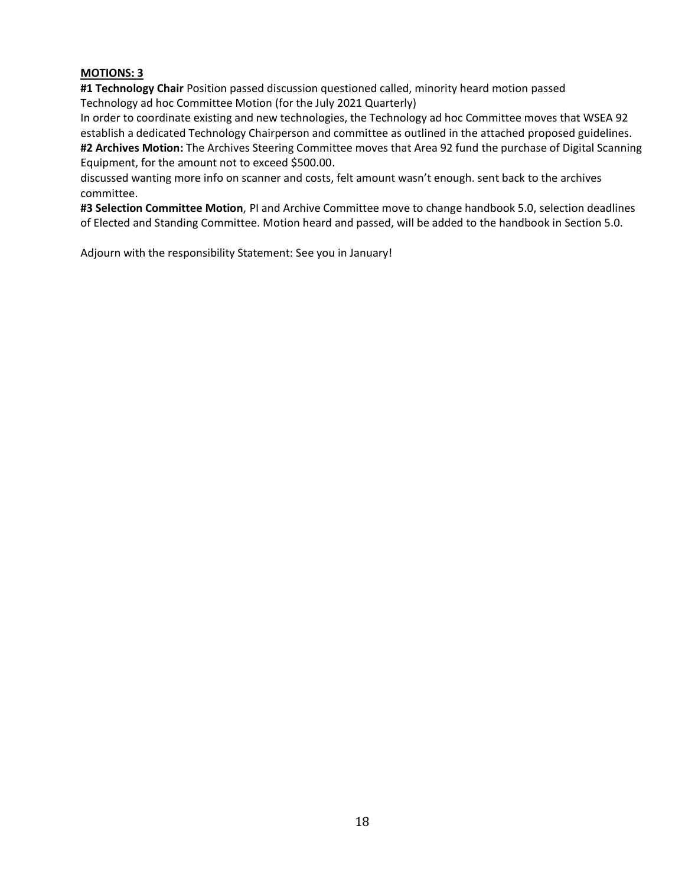**<u>MOTIONS: 3</u>**

**#1 Technology Chair** Position passed discussion questioned called, minority heard motion passed
Technology ad hoc Committee Motion (for the July 2021 Quarterly)
In order to coordinate existing and new technologies, the Technology ad hoc Committee moves that WSEA 92 establish a dedicated Technology Chairperson and committee as outlined in the attached proposed guidelines.
**#2 Archives Motion:** The Archives Steering Committee moves that Area 92 fund the purchase of Digital Scanning Equipment, for the amount not to exceed $500.00.
discussed wanting more info on scanner and costs, felt amount wasn't enough. sent back to the archives committee.
**#3 Selection Committee Motion**, PI and Archive Committee move to change handbook 5.0, selection deadlines of Elected and Standing Committee. Motion heard and passed, will be added to the handbook in Section 5.0.

Adjourn with the responsibility Statement: See you in January!